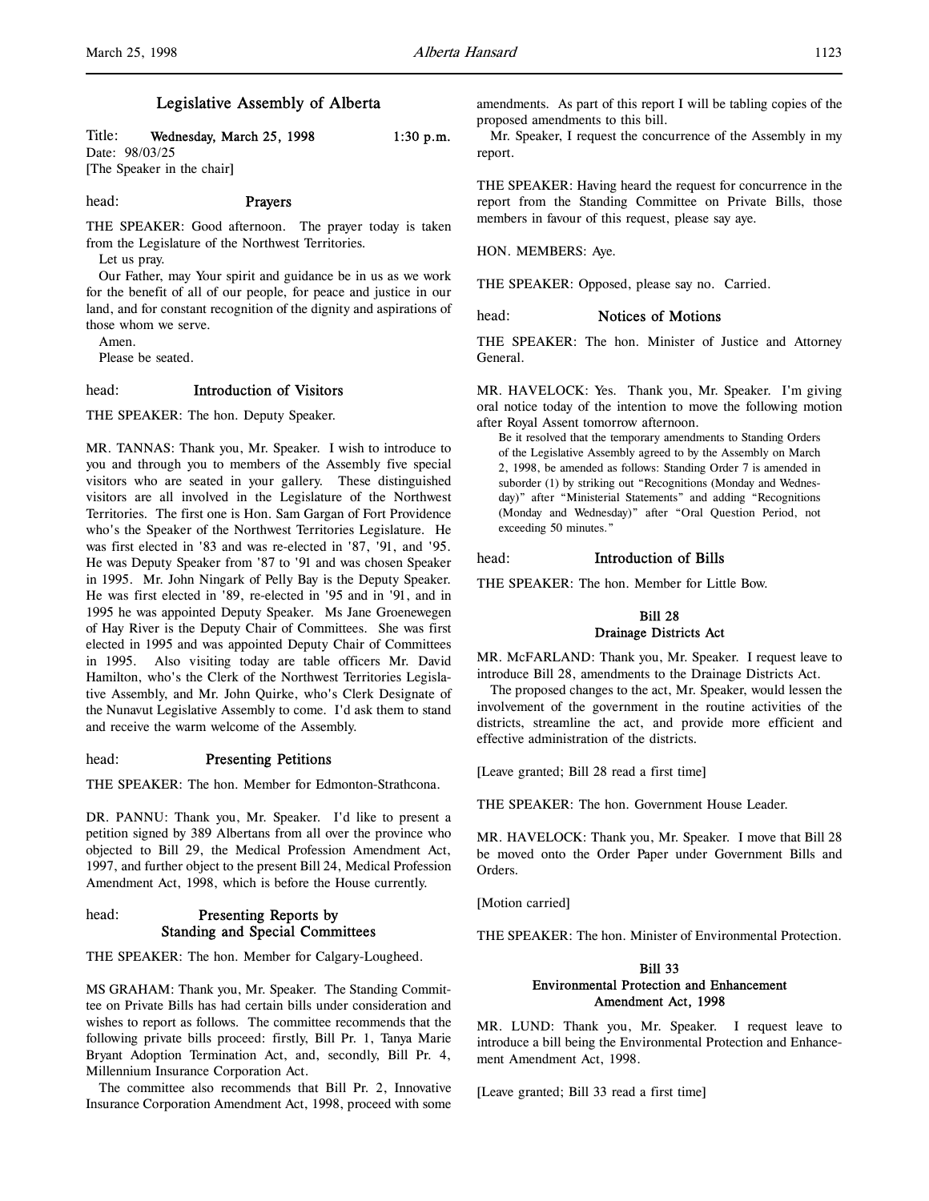# Legislative Assembly of Alberta

Title: **Wednesday, March 25, 1998** 1:30 p.m.
Date: 98/03/25
[The Speaker in the chair]

head: **Prayers**

THE SPEAKER: Good afternoon. The prayer today is taken from the Legislature of the Northwest Territories.

Let us pray.

Our Father, may Your spirit and guidance be in us as we work for the benefit of all of our people, for peace and justice in our land, and for constant recognition of the dignity and aspirations of those whom we serve.

Amen.

Please be seated.

head: **Introduction of Visitors**

THE SPEAKER: The hon. Deputy Speaker.

MR. TANNAS: Thank you, Mr. Speaker. I wish to introduce to you and through you to members of the Assembly five special visitors who are seated in your gallery. These distinguished visitors are all involved in the Legislature of the Northwest Territories. The first one is Hon. Sam Gargan of Fort Providence who's the Speaker of the Northwest Territories Legislature. He was first elected in '83 and was re-elected in '87, '91, and '95. He was Deputy Speaker from '87 to '91 and was chosen Speaker in 1995. Mr. John Ningark of Pelly Bay is the Deputy Speaker. He was first elected in '89, re-elected in '95 and in '91, and in 1995 he was appointed Deputy Speaker. Ms Jane Groenewegen of Hay River is the Deputy Chair of Committees. She was first elected in 1995 and was appointed Deputy Chair of Committees in 1995. Also visiting today are table officers Mr. David Hamilton, who's the Clerk of the Northwest Territories Legislative Assembly, and Mr. John Quirke, who's Clerk Designate of the Nunavut Legislative Assembly to come. I'd ask them to stand and receive the warm welcome of the Assembly.

head: **Presenting Petitions**

THE SPEAKER: The hon. Member for Edmonton-Strathcona.

DR. PANNU: Thank you, Mr. Speaker. I'd like to present a petition signed by 389 Albertans from all over the province who objected to Bill 29, the Medical Profession Amendment Act, 1997, and further object to the present Bill 24, Medical Profession Amendment Act, 1998, which is before the House currently.

head: **Presenting Reports by Standing and Special Committees**

THE SPEAKER: The hon. Member for Calgary-Lougheed.

MS GRAHAM: Thank you, Mr. Speaker. The Standing Committee on Private Bills has had certain bills under consideration and wishes to report as follows. The committee recommends that the following private bills proceed: firstly, Bill Pr. 1, Tanya Marie Bryant Adoption Termination Act, and, secondly, Bill Pr. 4, Millennium Insurance Corporation Act.

The committee also recommends that Bill Pr. 2, Innovative Insurance Corporation Amendment Act, 1998, proceed with some amendments. As part of this report I will be tabling copies of the proposed amendments to this bill.

Mr. Speaker, I request the concurrence of the Assembly in my report.

THE SPEAKER: Having heard the request for concurrence in the report from the Standing Committee on Private Bills, those members in favour of this request, please say aye.

HON. MEMBERS: Aye.

THE SPEAKER: Opposed, please say no. Carried.

head: **Notices of Motions**

THE SPEAKER: The hon. Minister of Justice and Attorney General.

MR. HAVELOCK: Yes. Thank you, Mr. Speaker. I'm giving oral notice today of the intention to move the following motion after Royal Assent tomorrow afternoon.

> Be it resolved that the temporary amendments to Standing Orders of the Legislative Assembly agreed to by the Assembly on March 2, 1998, be amended as follows: Standing Order 7 is amended in suborder (1) by striking out "Recognitions (Monday and Wednesday)" after "Ministerial Statements" and adding "Recognitions (Monday and Wednesday)" after "Oral Question Period, not exceeding 50 minutes."

head: **Introduction of Bills**

THE SPEAKER: The hon. Member for Little Bow.

### Bill 28
### Drainage Districts Act

MR. McFARLAND: Thank you, Mr. Speaker. I request leave to introduce Bill 28, amendments to the Drainage Districts Act.

The proposed changes to the act, Mr. Speaker, would lessen the involvement of the government in the routine activities of the districts, streamline the act, and provide more efficient and effective administration of the districts.

[Leave granted; Bill 28 read a first time]

THE SPEAKER: The hon. Government House Leader.

MR. HAVELOCK: Thank you, Mr. Speaker. I move that Bill 28 be moved onto the Order Paper under Government Bills and Orders.

[Motion carried]

THE SPEAKER: The hon. Minister of Environmental Protection.

### Bill 33
### Environmental Protection and Enhancement Amendment Act, 1998

MR. LUND: Thank you, Mr. Speaker. I request leave to introduce a bill being the Environmental Protection and Enhancement Amendment Act, 1998.

[Leave granted; Bill 33 read a first time]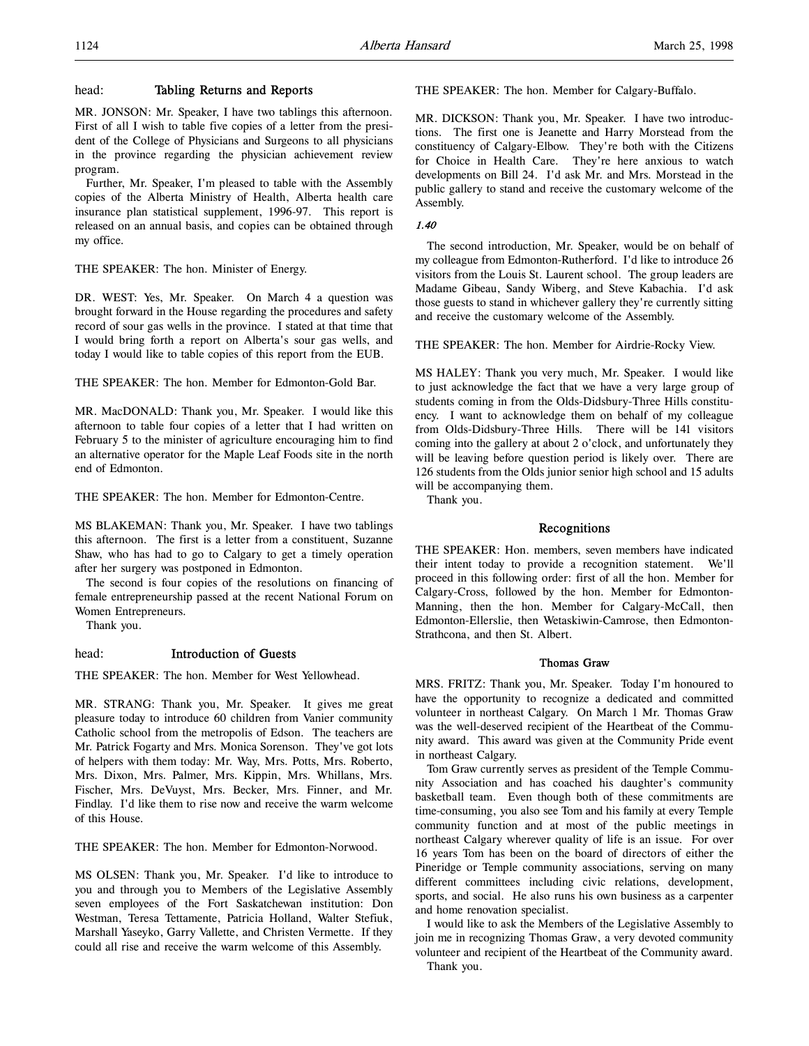head: **Tabling Returns and Reports**

MR. JONSON: Mr. Speaker, I have two tablings this afternoon. First of all I wish to table five copies of a letter from the president of the College of Physicians and Surgeons to all physicians in the province regarding the physician achievement review program.

Further, Mr. Speaker, I'm pleased to table with the Assembly copies of the Alberta Ministry of Health, Alberta health care insurance plan statistical supplement, 1996-97. This report is released on an annual basis, and copies can be obtained through my office.

THE SPEAKER: The hon. Minister of Energy.

DR. WEST: Yes, Mr. Speaker. On March 4 a question was brought forward in the House regarding the procedures and safety record of sour gas wells in the province. I stated at that time that I would bring forth a report on Alberta's sour gas wells, and today I would like to table copies of this report from the EUB.

THE SPEAKER: The hon. Member for Edmonton-Gold Bar.

MR. MacDONALD: Thank you, Mr. Speaker. I would like this afternoon to table four copies of a letter that I had written on February 5 to the minister of agriculture encouraging him to find an alternative operator for the Maple Leaf Foods site in the north end of Edmonton.

THE SPEAKER: The hon. Member for Edmonton-Centre.

MS BLAKEMAN: Thank you, Mr. Speaker. I have two tablings this afternoon. The first is a letter from a constituent, Suzanne Shaw, who has had to go to Calgary to get a timely operation after her surgery was postponed in Edmonton.

The second is four copies of the resolutions on financing of female entrepreneurship passed at the recent National Forum on Women Entrepreneurs.

Thank you.

head: **Introduction of Guests**

THE SPEAKER: The hon. Member for West Yellowhead.

MR. STRANG: Thank you, Mr. Speaker. It gives me great pleasure today to introduce 60 children from Vanier community Catholic school from the metropolis of Edson. The teachers are Mr. Patrick Fogarty and Mrs. Monica Sorenson. They've got lots of helpers with them today: Mr. Way, Mrs. Potts, Mrs. Roberto, Mrs. Dixon, Mrs. Palmer, Mrs. Kippin, Mrs. Whillans, Mrs. Fischer, Mrs. DeVuyst, Mrs. Becker, Mrs. Finner, and Mr. Findlay. I'd like them to rise now and receive the warm welcome of this House.

THE SPEAKER: The hon. Member for Edmonton-Norwood.

MS OLSEN: Thank you, Mr. Speaker. I'd like to introduce to you and through you to Members of the Legislative Assembly seven employees of the Fort Saskatchewan institution: Don Westman, Teresa Tettamente, Patricia Holland, Walter Stefiuk, Marshall Yaseyko, Garry Vallette, and Christen Vermette. If they could all rise and receive the warm welcome of this Assembly.

THE SPEAKER: The hon. Member for Calgary-Buffalo.

MR. DICKSON: Thank you, Mr. Speaker. I have two introductions. The first one is Jeanette and Harry Morstead from the constituency of Calgary-Elbow. They're both with the Citizens for Choice in Health Care. They're here anxious to watch developments on Bill 24. I'd ask Mr. and Mrs. Morstead in the public gallery to stand and receive the customary welcome of the Assembly.

*1:40*

The second introduction, Mr. Speaker, would be on behalf of my colleague from Edmonton-Rutherford. I'd like to introduce 26 visitors from the Louis St. Laurent school. The group leaders are Madame Gibeau, Sandy Wiberg, and Steve Kabachia. I'd ask those guests to stand in whichever gallery they're currently sitting and receive the customary welcome of the Assembly.

THE SPEAKER: The hon. Member for Airdrie-Rocky View.

MS HALEY: Thank you very much, Mr. Speaker. I would like to just acknowledge the fact that we have a very large group of students coming in from the Olds-Didsbury-Three Hills constituency. I want to acknowledge them on behalf of my colleague from Olds-Didsbury-Three Hills. There will be 141 visitors coming into the gallery at about 2 o'clock, and unfortunately they will be leaving before question period is likely over. There are 126 students from the Olds junior senior high school and 15 adults will be accompanying them.

Thank you.

## Recognitions

THE SPEAKER: Hon. members, seven members have indicated their intent today to provide a recognition statement. We'll proceed in this following order: first of all the hon. Member for Calgary-Cross, followed by the hon. Member for Edmonton-Manning, then the hon. Member for Calgary-McCall, then Edmonton-Ellerslie, then Wetaskiwin-Camrose, then Edmonton-Strathcona, and then St. Albert.

### Thomas Graw

MRS. FRITZ: Thank you, Mr. Speaker. Today I'm honoured to have the opportunity to recognize a dedicated and committed volunteer in northeast Calgary. On March 1 Mr. Thomas Graw was the well-deserved recipient of the Heartbeat of the Community award. This award was given at the Community Pride event in northeast Calgary.

Tom Graw currently serves as president of the Temple Community Association and has coached his daughter's community basketball team. Even though both of these commitments are time-consuming, you also see Tom and his family at every Temple community function and at most of the public meetings in northeast Calgary wherever quality of life is an issue. For over 16 years Tom has been on the board of directors of either the Pineridge or Temple community associations, serving on many different committees including civic relations, development, sports, and social. He also runs his own business as a carpenter and home renovation specialist.

I would like to ask the Members of the Legislative Assembly to join me in recognizing Thomas Graw, a very devoted community volunteer and recipient of the Heartbeat of the Community award.

Thank you.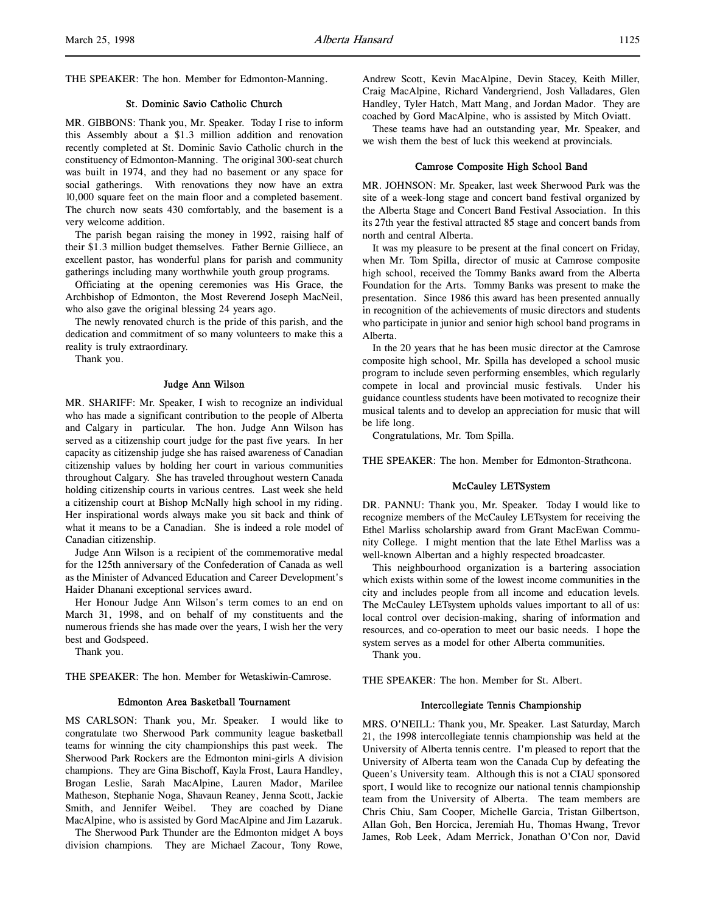THE SPEAKER: The hon. Member for Edmonton-Manning.

### St. Dominic Savio Catholic Church

MR. GIBBONS: Thank you, Mr. Speaker. Today I rise to inform this Assembly about a $1.3 million addition and renovation recently completed at St. Dominic Savio Catholic church in the constituency of Edmonton-Manning. The original 300-seat church was built in 1974, and they had no basement or any space for social gatherings. With renovations they now have an extra 10,000 square feet on the main floor and a completed basement. The church now seats 430 comfortably, and the basement is a very welcome addition.

The parish began raising the money in 1992, raising half of their $1.3 million budget themselves. Father Bernie Gilliece, an excellent pastor, has wonderful plans for parish and community gatherings including many worthwhile youth group programs.

Officiating at the opening ceremonies was His Grace, the Archbishop of Edmonton, the Most Reverend Joseph MacNeil, who also gave the original blessing 24 years ago.

The newly renovated church is the pride of this parish, and the dedication and commitment of so many volunteers to make this a reality is truly extraordinary.

Thank you.

### Judge Ann Wilson

MR. SHARIFF: Mr. Speaker, I wish to recognize an individual who has made a significant contribution to the people of Alberta and Calgary in particular. The hon. Judge Ann Wilson has served as a citizenship court judge for the past five years. In her capacity as citizenship judge she has raised awareness of Canadian citizenship values by holding her court in various communities throughout Calgary. She has traveled throughout western Canada holding citizenship courts in various centres. Last week she held a citizenship court at Bishop McNally high school in my riding. Her inspirational words always make you sit back and think of what it means to be a Canadian. She is indeed a role model of Canadian citizenship.

Judge Ann Wilson is a recipient of the commemorative medal for the 125th anniversary of the Confederation of Canada as well as the Minister of Advanced Education and Career Development's Haider Dhanani exceptional services award.

Her Honour Judge Ann Wilson's term comes to an end on March 31, 1998, and on behalf of my constituents and the numerous friends she has made over the years, I wish her the very best and Godspeed.

Thank you.

THE SPEAKER: The hon. Member for Wetaskiwin-Camrose.

### Edmonton Area Basketball Tournament

MS CARLSON: Thank you, Mr. Speaker. I would like to congratulate two Sherwood Park community league basketball teams for winning the city championships this past week. The Sherwood Park Rockers are the Edmonton mini-girls A division champions. They are Gina Bischoff, Kayla Frost, Laura Handley, Brogan Leslie, Sarah MacAlpine, Lauren Mador, Marilee Matheson, Stephanie Noga, Shavaun Reaney, Jenna Scott, Jackie Smith, and Jennifer Weibel. They are coached by Diane MacAlpine, who is assisted by Gord MacAlpine and Jim Lazaruk.

The Sherwood Park Thunder are the Edmonton midget A boys division champions. They are Michael Zacour, Tony Rowe, Andrew Scott, Kevin MacAlpine, Devin Stacey, Keith Miller, Craig MacAlpine, Richard Vandergriend, Josh Valladares, Glen Handley, Tyler Hatch, Matt Mang, and Jordan Mador. They are coached by Gord MacAlpine, who is assisted by Mitch Oviatt.

These teams have had an outstanding year, Mr. Speaker, and we wish them the best of luck this weekend at provincials.

### Camrose Composite High School Band

MR. JOHNSON: Mr. Speaker, last week Sherwood Park was the site of a week-long stage and concert band festival organized by the Alberta Stage and Concert Band Festival Association. In this its 27th year the festival attracted 85 stage and concert bands from north and central Alberta.

It was my pleasure to be present at the final concert on Friday, when Mr. Tom Spilla, director of music at Camrose composite high school, received the Tommy Banks award from the Alberta Foundation for the Arts. Tommy Banks was present to make the presentation. Since 1986 this award has been presented annually in recognition of the achievements of music directors and students who participate in junior and senior high school band programs in Alberta.

In the 20 years that he has been music director at the Camrose composite high school, Mr. Spilla has developed a school music program to include seven performing ensembles, which regularly compete in local and provincial music festivals. Under his guidance countless students have been motivated to recognize their musical talents and to develop an appreciation for music that will be life long.

Congratulations, Mr. Tom Spilla.

THE SPEAKER: The hon. Member for Edmonton-Strathcona.

### McCauley LETSystem

DR. PANNU: Thank you, Mr. Speaker. Today I would like to recognize members of the McCauley LETSystem for receiving the Ethel Marliss scholarship award from Grant MacEwan Community College. I might mention that the late Ethel Marliss was a well-known Albertan and a highly respected broadcaster.

This neighbourhood organization is a bartering association which exists within some of the lowest income communities in the city and includes people from all income and education levels. The McCauley LETsystem upholds values important to all of us: local control over decision-making, sharing of information and resources, and co-operation to meet our basic needs. I hope the system serves as a model for other Alberta communities.

Thank you.

THE SPEAKER: The hon. Member for St. Albert.

### Intercollegiate Tennis Championship

MRS. O'NEILL: Thank you, Mr. Speaker. Last Saturday, March 21, the 1998 intercollegiate tennis championship was held at the University of Alberta tennis centre. I'm pleased to report that the University of Alberta team won the Canada Cup by defeating the Queen's University team. Although this is not a CIAU sponsored sport, I would like to recognize our national tennis championship team from the University of Alberta. The team members are Chris Chiu, Sam Cooper, Michelle Garcia, Tristan Gilbertson, Allan Goh, Ben Horcica, Jeremiah Hu, Thomas Hwang, Trevor James, Rob Leek, Adam Merrick, Jonathan O'Con nor, David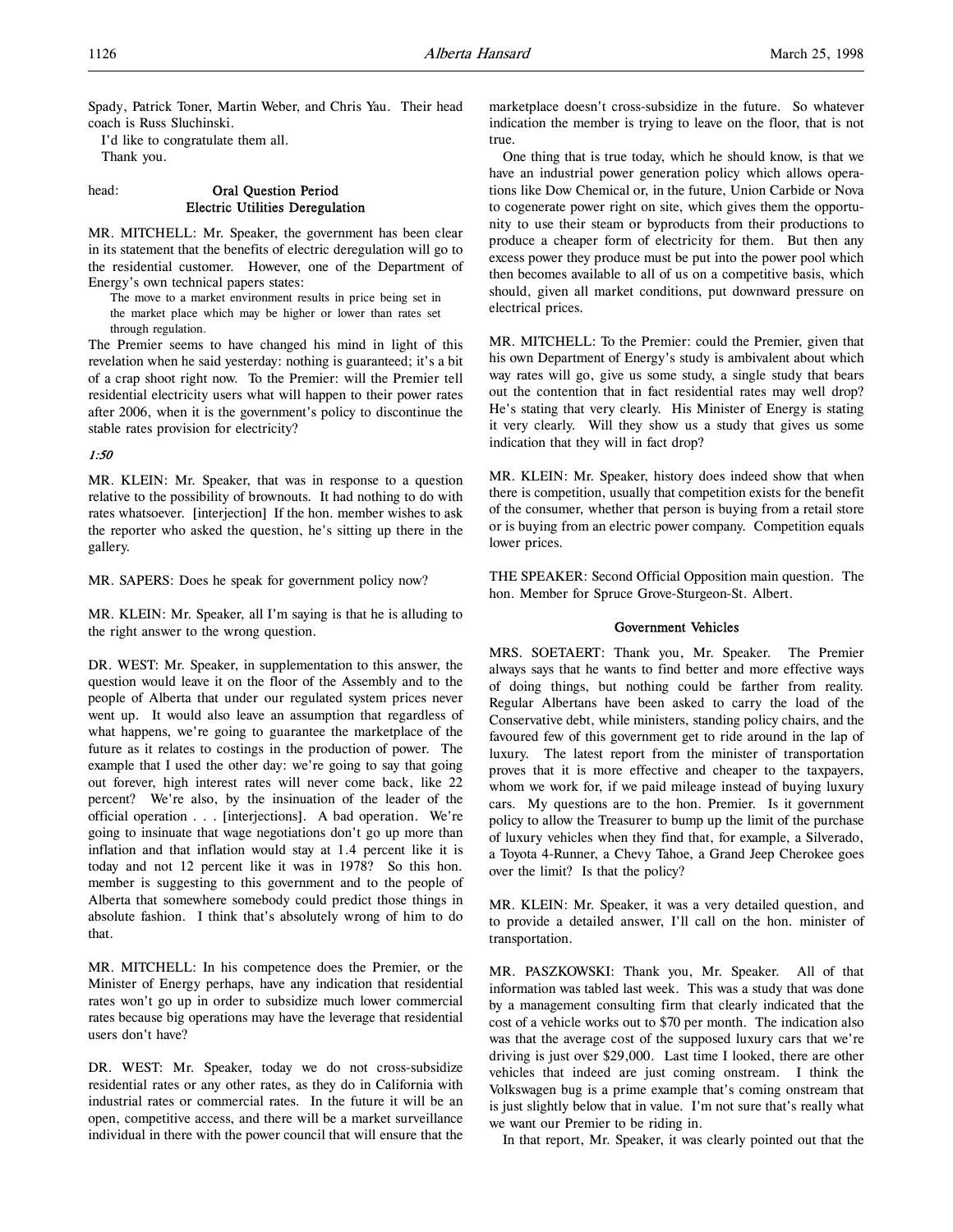Spady, Patrick Toner, Martin Weber, and Chris Yau. Their head coach is Russ Sluchinski.

I'd like to congratulate them all.

Thank you.

head: **Oral Question Period**

## Electric Utilities Deregulation

MR. MITCHELL: Mr. Speaker, the government has been clear in its statement that the benefits of electric deregulation will go to the residential customer. However, one of the Department of Energy's own technical papers states:

> The move to a market environment results in price being set in the market place which may be higher or lower than rates set through regulation.

The Premier seems to have changed his mind in light of this revelation when he said yesterday: nothing is guaranteed; it's a bit of a crap shoot right now. To the Premier: will the Premier tell residential electricity users what will happen to their power rates after 2006, when it is the government's policy to discontinue the stable rates provision for electricity?

*1:50*

MR. KLEIN: Mr. Speaker, that was in response to a question relative to the possibility of brownouts. It had nothing to do with rates whatsoever. [interjection] If the hon. member wishes to ask the reporter who asked the question, he's sitting up there in the gallery.

MR. SAPERS: Does he speak for government policy now?

MR. KLEIN: Mr. Speaker, all I'm saying is that he is alluding to the right answer to the wrong question.

DR. WEST: Mr. Speaker, in supplementation to this answer, the question would leave it on the floor of the Assembly and to the people of Alberta that under our regulated system prices never went up. It would also leave an assumption that regardless of what happens, we're going to guarantee the marketplace of the future as it relates to costings in the production of power. The example that I used the other day: we're going to say that going out forever, high interest rates will never come back, like 22 percent? We're also, by the insinuation of the leader of the official operation . . . [interjections]. A bad operation. We're going to insinuate that wage negotiations don't go up more than inflation and that inflation would stay at 1.4 percent like it is today and not 12 percent like it was in 1978? So this hon. member is suggesting to this government and to the people of Alberta that somewhere somebody could predict those things in absolute fashion. I think that's absolutely wrong of him to do that.

MR. MITCHELL: In his competence does the Premier, or the Minister of Energy perhaps, have any indication that residential rates won't go up in order to subsidize much lower commercial rates because big operations may have the leverage that residential users don't have?

DR. WEST: Mr. Speaker, today we do not cross-subsidize residential rates or any other rates, as they do in California with industrial rates or commercial rates. In the future it will be an open, competitive access, and there will be a market surveillance individual in there with the power council that will ensure that the marketplace doesn't cross-subsidize in the future. So whatever indication the member is trying to leave on the floor, that is not true.

One thing that is true today, which he should know, is that we have an industrial power generation policy which allows operations like Dow Chemical or, in the future, Union Carbide or Nova to cogenerate power right on site, which gives them the opportunity to use their steam or byproducts from their productions to produce a cheaper form of electricity for them. But then any excess power they produce must be put into the power pool which then becomes available to all of us on a competitive basis, which should, given all market conditions, put downward pressure on electrical prices.

MR. MITCHELL: To the Premier: could the Premier, given that his own Department of Energy's study is ambivalent about which way rates will go, give us some study, a single study that bears out the contention that in fact residential rates may well drop? He's stating that very clearly. His Minister of Energy is stating it very clearly. Will they show us a study that gives us some indication that they will in fact drop?

MR. KLEIN: Mr. Speaker, history does indeed show that when there is competition, usually that competition exists for the benefit of the consumer, whether that person is buying from a retail store or is buying from an electric power company. Competition equals lower prices.

THE SPEAKER: Second Official Opposition main question. The hon. Member for Spruce Grove-Sturgeon-St. Albert.

## Government Vehicles

MRS. SOETAERT: Thank you, Mr. Speaker. The Premier always says that he wants to find better and more effective ways of doing things, but nothing could be farther from reality. Regular Albertans have been asked to carry the load of the Conservative debt, while ministers, standing policy chairs, and the favoured few of this government get to ride around in the lap of luxury. The latest report from the minister of transportation proves that it is more effective and cheaper to the taxpayers, whom we work for, if we paid mileage instead of buying luxury cars. My questions are to the hon. Premier. Is it government policy to allow the Treasurer to bump up the limit of the purchase of luxury vehicles when they find that, for example, a Silverado, a Toyota 4-Runner, a Chevy Tahoe, a Grand Jeep Cherokee goes over the limit? Is that the policy?

MR. KLEIN: Mr. Speaker, it was a very detailed question, and to provide a detailed answer, I'll call on the hon. minister of transportation.

MR. PASZKOWSKI: Thank you, Mr. Speaker. All of that information was tabled last week. This was a study that was done by a management consulting firm that clearly indicated that the cost of a vehicle works out to $70 per month. The indication also was that the average cost of the supposed luxury cars that we're driving is just over $29,000. Last time I looked, there are other vehicles that indeed are just coming onstream. I think the Volkswagen bug is a prime example that's coming onstream that is just slightly below that in value. I'm not sure that's really what we want our Premier to be riding in.

In that report, Mr. Speaker, it was clearly pointed out that the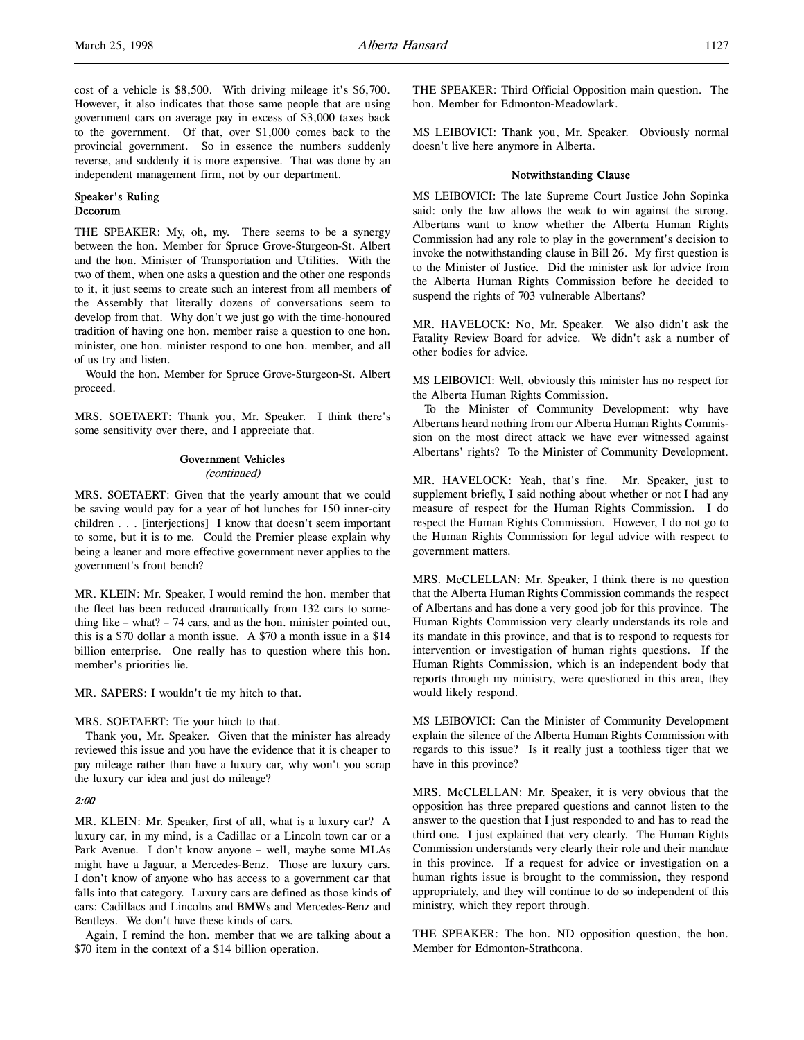cost of a vehicle is $8,500. With driving mileage it's $6,700. However, it also indicates that those same people that are using government cars on average pay in excess of $3,000 taxes back to the government. Of that, over $1,000 comes back to the provincial government. So in essence the numbers suddenly reverse, and suddenly it is more expensive. That was done by an independent management firm, not by our department.

### Speaker's Ruling
### Decorum

THE SPEAKER: My, oh, my. There seems to be a synergy between the hon. Member for Spruce Grove-Sturgeon-St. Albert and the hon. Minister of Transportation and Utilities. With the two of them, when one asks a question and the other one responds to it, it just seems to create such an interest from all members of the Assembly that literally dozens of conversations seem to develop from that. Why don't we just go with the time-honoured tradition of having one hon. member raise a question to one hon. minister, one hon. minister respond to one hon. member, and all of us try and listen.

Would the hon. Member for Spruce Grove-Sturgeon-St. Albert proceed.

MRS. SOETAERT: Thank you, Mr. Speaker. I think there's some sensitivity over there, and I appreciate that.

### Government Vehicles
*(continued)*

MRS. SOETAERT: Given that the yearly amount that we could be saving would pay for a year of hot lunches for 150 inner-city children . . . [interjections] I know that doesn't seem important to some, but it is to me. Could the Premier please explain why being a leaner and more effective government never applies to the government's front bench?

MR. KLEIN: Mr. Speaker, I would remind the hon. member that the fleet has been reduced dramatically from 132 cars to something like – what? – 74 cars, and as the hon. minister pointed out, this is a $70 dollar a month issue. A $70 a month issue in a $14 billion enterprise. One really has to question where this hon. member's priorities lie.

MR. SAPERS: I wouldn't tie my hitch to that.

MRS. SOETAERT: Tie your hitch to that.

Thank you, Mr. Speaker. Given that the minister has already reviewed this issue and you have the evidence that it is cheaper to pay mileage rather than have a luxury car, why won't you scrap the luxury car idea and just do mileage?

*2:00*

MR. KLEIN: Mr. Speaker, first of all, what is a luxury car? A luxury car, in my mind, is a Cadillac or a Lincoln town car or a Park Avenue. I don't know anyone – well, maybe some MLAs might have a Jaguar, a Mercedes-Benz. Those are luxury cars. I don't know of anyone who has access to a government car that falls into that category. Luxury cars are defined as those kinds of cars: Cadillacs and Lincolns and BMWs and Mercedes-Benz and Bentleys. We don't have these kinds of cars.

Again, I remind the hon. member that we are talking about a $70 item in the context of a $14 billion operation.

THE SPEAKER: Third Official Opposition main question. The hon. Member for Edmonton-Meadowlark.

MS LEIBOVICI: Thank you, Mr. Speaker. Obviously normal doesn't live here anymore in Alberta.

### Notwithstanding Clause

MS LEIBOVICI: The late Supreme Court Justice John Sopinka said: only the law allows the weak to win against the strong. Albertans want to know whether the Alberta Human Rights Commission had any role to play in the government's decision to invoke the notwithstanding clause in Bill 26. My first question is to the Minister of Justice. Did the minister ask for advice from the Alberta Human Rights Commission before he decided to suspend the rights of 703 vulnerable Albertans?

MR. HAVELOCK: No, Mr. Speaker. We also didn't ask the Fatality Review Board for advice. We didn't ask a number of other bodies for advice.

MS LEIBOVICI: Well, obviously this minister has no respect for the Alberta Human Rights Commission.

To the Minister of Community Development: why have Albertans heard nothing from our Alberta Human Rights Commission on the most direct attack we have ever witnessed against Albertans' rights? To the Minister of Community Development.

MR. HAVELOCK: Yeah, that's fine. Mr. Speaker, just to supplement briefly, I said nothing about whether or not I had any measure of respect for the Human Rights Commission. I do respect the Human Rights Commission. However, I do not go to the Human Rights Commission for legal advice with respect to government matters.

MRS. McCLELLAN: Mr. Speaker, I think there is no question that the Alberta Human Rights Commission commands the respect of Albertans and has done a very good job for this province. The Human Rights Commission very clearly understands its role and its mandate in this province, and that is to respond to requests for intervention or investigation of human rights questions. If the Human Rights Commission, which is an independent body that reports through my ministry, were questioned in this area, they would likely respond.

MS LEIBOVICI: Can the Minister of Community Development explain the silence of the Alberta Human Rights Commission with regards to this issue? Is it really just a toothless tiger that we have in this province?

MRS. McCLELLAN: Mr. Speaker, it is very obvious that the opposition has three prepared questions and cannot listen to the answer to the question that I just responded to and has to read the third one. I just explained that very clearly. The Human Rights Commission understands very clearly their role and their mandate in this province. If a request for advice or investigation on a human rights issue is brought to the commission, they respond appropriately, and they will continue to do so independent of this ministry, which they report through.

THE SPEAKER: The hon. ND opposition question, the hon. Member for Edmonton-Strathcona.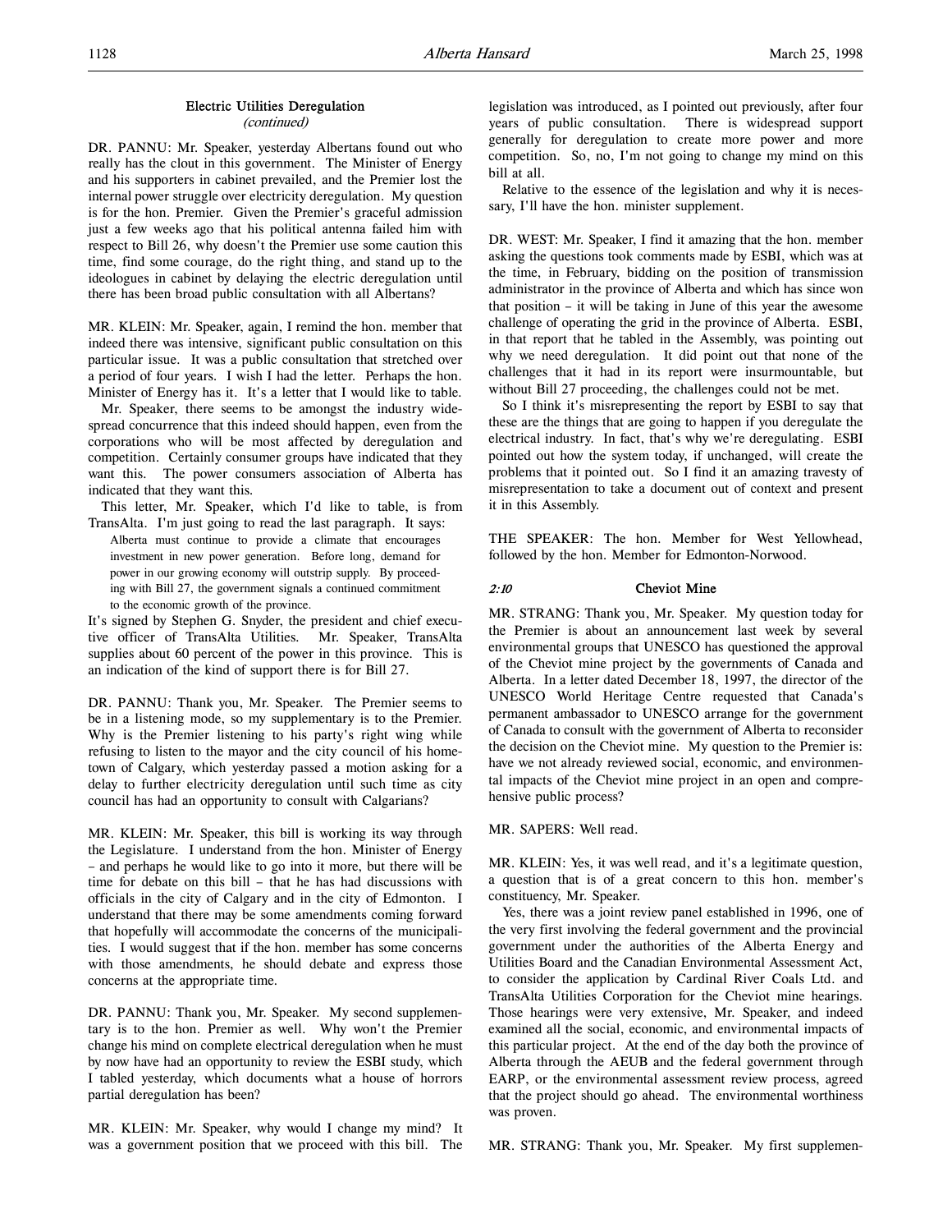## Electric Utilities Deregulation
*(continued)*

DR. PANNU: Mr. Speaker, yesterday Albertans found out who really has the clout in this government. The Minister of Energy and his supporters in cabinet prevailed, and the Premier lost the internal power struggle over electricity deregulation. My question is for the hon. Premier. Given the Premier's graceful admission just a few weeks ago that his political antenna failed him with respect to Bill 26, why doesn't the Premier use some caution this time, find some courage, do the right thing, and stand up to the ideologues in cabinet by delaying the electric deregulation until there has been broad public consultation with all Albertans?

MR. KLEIN: Mr. Speaker, again, I remind the hon. member that indeed there was intensive, significant public consultation on this particular issue. It was a public consultation that stretched over a period of four years. I wish I had the letter. Perhaps the hon. Minister of Energy has it. It's a letter that I would like to table.

Mr. Speaker, there seems to be amongst the industry widespread concurrence that this indeed should happen, even from the corporations who will be most affected by deregulation and competition. Certainly consumer groups have indicated that they want this. The power consumers association of Alberta has indicated that they want this.

This letter, Mr. Speaker, which I'd like to table, is from TransAlta. I'm just going to read the last paragraph. It says:

> Alberta must continue to provide a climate that encourages investment in new power generation. Before long, demand for power in our growing economy will outstrip supply. By proceeding with Bill 27, the government signals a continued commitment to the economic growth of the province.

It's signed by Stephen G. Snyder, the president and chief executive officer of TransAlta Utilities. Mr. Speaker, TransAlta supplies about 60 percent of the power in this province. This is an indication of the kind of support there is for Bill 27.

DR. PANNU: Thank you, Mr. Speaker. The Premier seems to be in a listening mode, so my supplementary is to the Premier. Why is the Premier listening to his party's right wing while refusing to listen to the mayor and the city council of his hometown of Calgary, which yesterday passed a motion asking for a delay to further electricity deregulation until such time as city council has had an opportunity to consult with Calgarians?

MR. KLEIN: Mr. Speaker, this bill is working its way through the Legislature. I understand from the hon. Minister of Energy – and perhaps he would like to go into it more, but there will be time for debate on this bill – that he has had discussions with officials in the city of Calgary and in the city of Edmonton. I understand that there may be some amendments coming forward that hopefully will accommodate the concerns of the municipalities. I would suggest that if the hon. member has some concerns with those amendments, he should debate and express those concerns at the appropriate time.

DR. PANNU: Thank you, Mr. Speaker. My second supplementary is to the hon. Premier as well. Why won't the Premier change his mind on complete electrical deregulation when he must by now have had an opportunity to review the ESBI study, which I tabled yesterday, which documents what a house of horrors partial deregulation has been?

MR. KLEIN: Mr. Speaker, why would I change my mind? It was a government position that we proceed with this bill. The legislation was introduced, as I pointed out previously, after four years of public consultation. There is widespread support generally for deregulation to create more power and more competition. So, no, I'm not going to change my mind on this bill at all.

Relative to the essence of the legislation and why it is necessary, I'll have the hon. minister supplement.

DR. WEST: Mr. Speaker, I find it amazing that the hon. member asking the questions took comments made by ESBI, which was at the time, in February, bidding on the position of transmission administrator in the province of Alberta and which has since won that position – it will be taking in June of this year the awesome challenge of operating the grid in the province of Alberta. ESBI, in that report that he tabled in the Assembly, was pointing out why we need deregulation. It did point out that none of the challenges that it had in its report were insurmountable, but without Bill 27 proceeding, the challenges could not be met.

So I think it's misrepresenting the report by ESBI to say that these are the things that are going to happen if you deregulate the electrical industry. In fact, that's why we're deregulating. ESBI pointed out how the system today, if unchanged, will create the problems that it pointed out. So I find it an amazing travesty of misrepresentation to take a document out of context and present it in this Assembly.

THE SPEAKER: The hon. Member for West Yellowhead, followed by the hon. Member for Edmonton-Norwood.

## *2:10* Cheviot Mine

MR. STRANG: Thank you, Mr. Speaker. My question today for the Premier is about an announcement last week by several environmental groups that UNESCO has questioned the approval of the Cheviot mine project by the governments of Canada and Alberta. In a letter dated December 18, 1997, the director of the UNESCO World Heritage Centre requested that Canada's permanent ambassador to UNESCO arrange for the government of Canada to consult with the government of Alberta to reconsider the decision on the Cheviot mine. My question to the Premier is: have we not already reviewed social, economic, and environmental impacts of the Cheviot mine project in an open and comprehensive public process?

MR. SAPERS: Well read.

MR. KLEIN: Yes, it was well read, and it's a legitimate question, a question that is of a great concern to this hon. member's constituency, Mr. Speaker.

Yes, there was a joint review panel established in 1996, one of the very first involving the federal government and the provincial government under the authorities of the Alberta Energy and Utilities Board and the Canadian Environmental Assessment Act, to consider the application by Cardinal River Coals Ltd. and TransAlta Utilities Corporation for the Cheviot mine hearings. Those hearings were very extensive, Mr. Speaker, and indeed examined all the social, economic, and environmental impacts of this particular project. At the end of the day both the province of Alberta through the AEUB and the federal government through EARP, or the environmental assessment review process, agreed that the project should go ahead. The environmental worthiness was proven.

MR. STRANG: Thank you, Mr. Speaker. My first supplemen-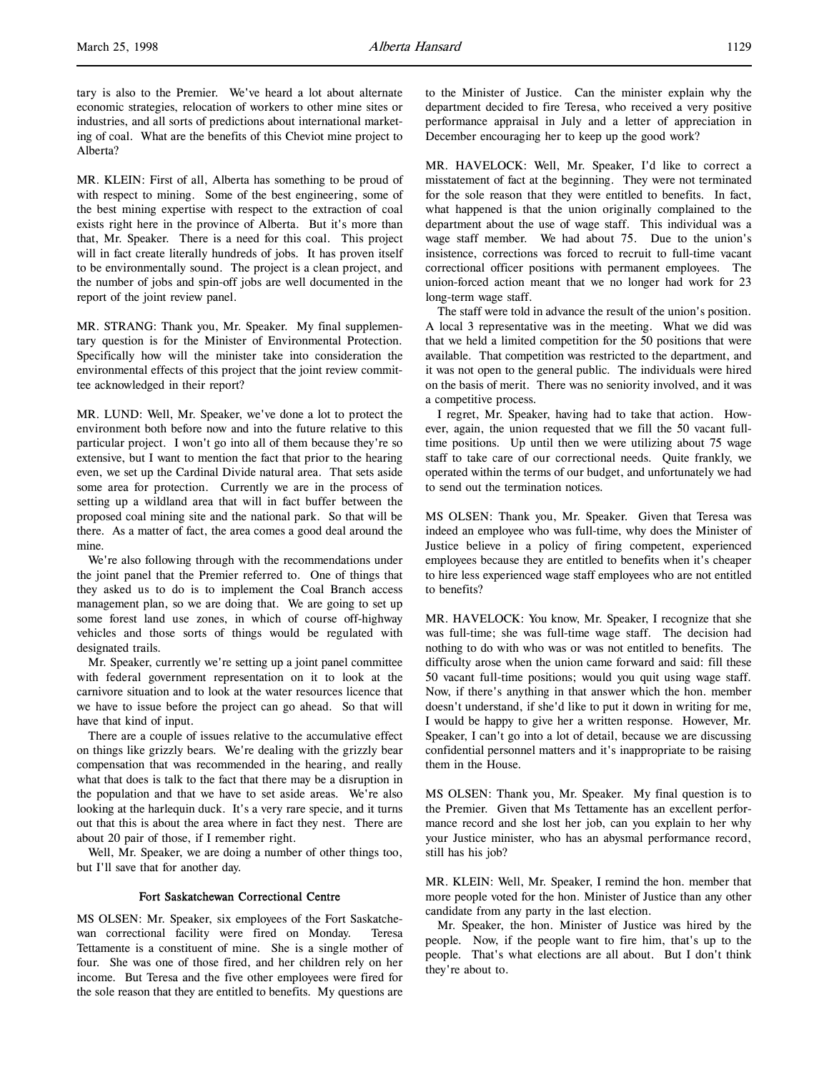tary is also to the Premier. We've heard a lot about alternate economic strategies, relocation of workers to other mine sites or industries, and all sorts of predictions about international marketing of coal. What are the benefits of this Cheviot mine project to Alberta?

MR. KLEIN: First of all, Alberta has something to be proud of with respect to mining. Some of the best engineering, some of the best mining expertise with respect to the extraction of coal exists right here in the province of Alberta. But it's more than that, Mr. Speaker. There is a need for this coal. This project will in fact create literally hundreds of jobs. It has proven itself to be environmentally sound. The project is a clean project, and the number of jobs and spin-off jobs are well documented in the report of the joint review panel.

MR. STRANG: Thank you, Mr. Speaker. My final supplementary question is for the Minister of Environmental Protection. Specifically how will the minister take into consideration the environmental effects of this project that the joint review committee acknowledged in their report?

MR. LUND: Well, Mr. Speaker, we've done a lot to protect the environment both before now and into the future relative to this particular project. I won't go into all of them because they're so extensive, but I want to mention the fact that prior to the hearing even, we set up the Cardinal Divide natural area. That sets aside some area for protection. Currently we are in the process of setting up a wildland area that will in fact buffer between the proposed coal mining site and the national park. So that will be there. As a matter of fact, the area comes a good deal around the mine.

We're also following through with the recommendations under the joint panel that the Premier referred to. One of things that they asked us to do is to implement the Coal Branch access management plan, so we are doing that. We are going to set up some forest land use zones, in which of course off-highway vehicles and those sorts of things would be regulated with designated trails.

Mr. Speaker, currently we're setting up a joint panel committee with federal government representation on it to look at the carnivore situation and to look at the water resources licence that we have to issue before the project can go ahead. So that will have that kind of input.

There are a couple of issues relative to the accumulative effect on things like grizzly bears. We're dealing with the grizzly bear compensation that was recommended in the hearing, and really what that does is talk to the fact that there may be a disruption in the population and that we have to set aside areas. We're also looking at the harlequin duck. It's a very rare specie, and it turns out that this is about the area where in fact they nest. There are about 20 pair of those, if I remember right.

Well, Mr. Speaker, we are doing a number of other things too, but I'll save that for another day.

### Fort Saskatchewan Correctional Centre

MS OLSEN: Mr. Speaker, six employees of the Fort Saskatchewan correctional facility were fired on Monday. Teresa Tettamente is a constituent of mine. She is a single mother of four. She was one of those fired, and her children rely on her income. But Teresa and the five other employees were fired for the sole reason that they are entitled to benefits. My questions are to the Minister of Justice. Can the minister explain why the department decided to fire Teresa, who received a very positive performance appraisal in July and a letter of appreciation in December encouraging her to keep up the good work?

MR. HAVELOCK: Well, Mr. Speaker, I'd like to correct a misstatement of fact at the beginning. They were not terminated for the sole reason that they were entitled to benefits. In fact, what happened is that the union originally complained to the department about the use of wage staff. This individual was a wage staff member. We had about 75. Due to the union's insistence, corrections was forced to recruit to full-time vacant correctional officer positions with permanent employees. The union-forced action meant that we no longer had work for 23 long-term wage staff.

The staff were told in advance the result of the union's position. A local 3 representative was in the meeting. What we did was that we held a limited competition for the 50 positions that were available. That competition was restricted to the department, and it was not open to the general public. The individuals were hired on the basis of merit. There was no seniority involved, and it was a competitive process.

I regret, Mr. Speaker, having had to take that action. However, again, the union requested that we fill the 50 vacant full-time positions. Up until then we were utilizing about 75 wage staff to take care of our correctional needs. Quite frankly, we operated within the terms of our budget, and unfortunately we had to send out the termination notices.

MS OLSEN: Thank you, Mr. Speaker. Given that Teresa was indeed an employee who was full-time, why does the Minister of Justice believe in a policy of firing competent, experienced employees because they are entitled to benefits when it's cheaper to hire less experienced wage staff employees who are not entitled to benefits?

MR. HAVELOCK: You know, Mr. Speaker, I recognize that she was full-time; she was full-time wage staff. The decision had nothing to do with who was or was not entitled to benefits. The difficulty arose when the union came forward and said: fill these 50 vacant full-time positions; would you quit using wage staff. Now, if there's anything in that answer which the hon. member doesn't understand, if she'd like to put it down in writing for me, I would be happy to give her a written response. However, Mr. Speaker, I can't go into a lot of detail, because we are discussing confidential personnel matters and it's inappropriate to be raising them in the House.

MS OLSEN: Thank you, Mr. Speaker. My final question is to the Premier. Given that Ms Tettamente has an excellent performance record and she lost her job, can you explain to her why your Justice minister, who has an abysmal performance record, still has his job?

MR. KLEIN: Well, Mr. Speaker, I remind the hon. member that more people voted for the hon. Minister of Justice than any other candidate from any party in the last election.

Mr. Speaker, the hon. Minister of Justice was hired by the people. Now, if the people want to fire him, that's up to the people. That's what elections are all about. But I don't think they're about to.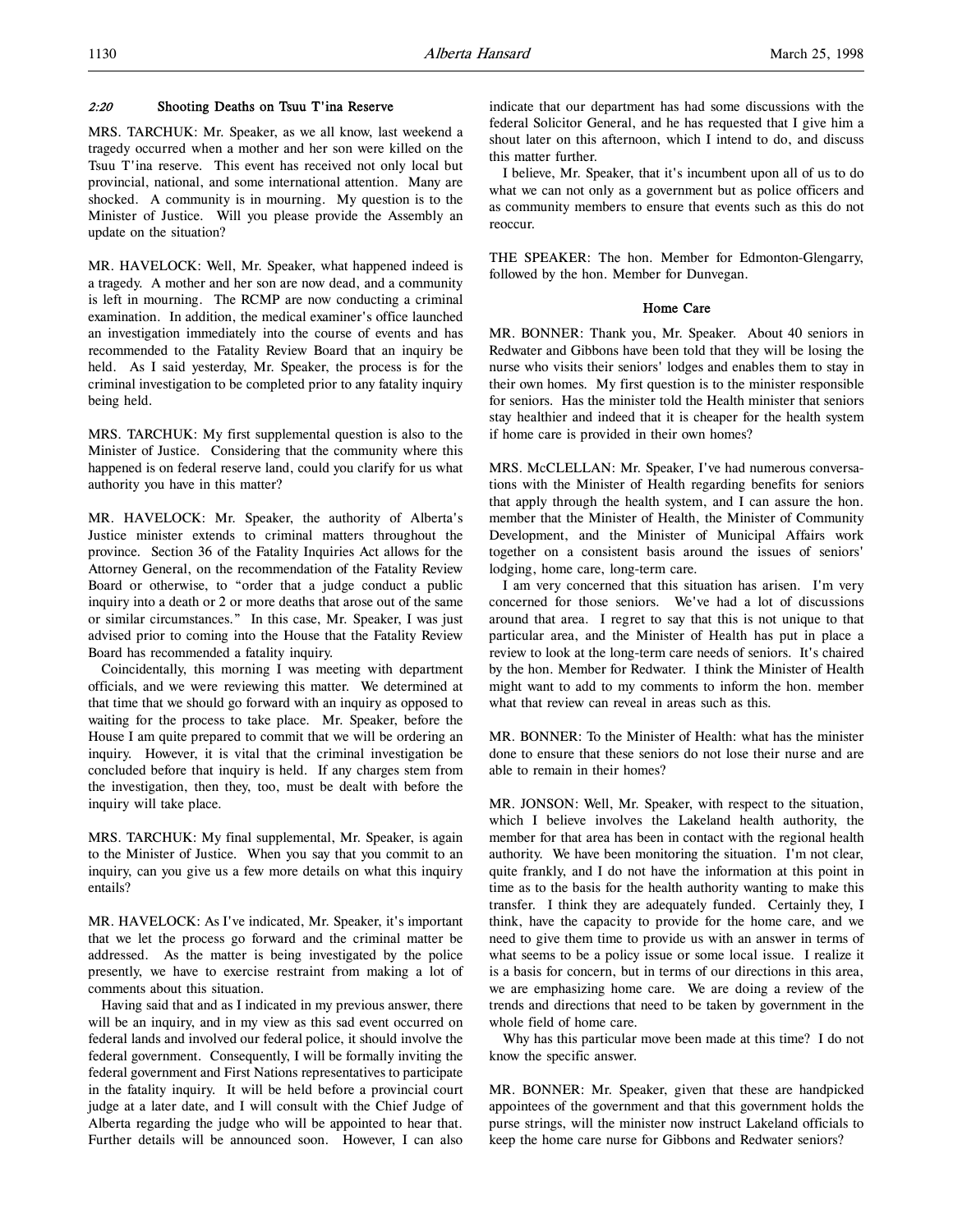## 2:20 Shooting Deaths on Tsuu T'ina Reserve

MRS. TARCHUK: Mr. Speaker, as we all know, last weekend a tragedy occurred when a mother and her son were killed on the Tsuu T'ina reserve. This event has received not only local but provincial, national, and some international attention. Many are shocked. A community is in mourning. My question is to the Minister of Justice. Will you please provide the Assembly an update on the situation?

MR. HAVELOCK: Well, Mr. Speaker, what happened indeed is a tragedy. A mother and her son are now dead, and a community is left in mourning. The RCMP are now conducting a criminal examination. In addition, the medical examiner's office launched an investigation immediately into the course of events and has recommended to the Fatality Review Board that an inquiry be held. As I said yesterday, Mr. Speaker, the process is for the criminal investigation to be completed prior to any fatality inquiry being held.

MRS. TARCHUK: My first supplemental question is also to the Minister of Justice. Considering that the community where this happened is on federal reserve land, could you clarify for us what authority you have in this matter?

MR. HAVELOCK: Mr. Speaker, the authority of Alberta's Justice minister extends to criminal matters throughout the province. Section 36 of the Fatality Inquiries Act allows for the Attorney General, on the recommendation of the Fatality Review Board or otherwise, to "order that a judge conduct a public inquiry into a death or 2 or more deaths that arose out of the same or similar circumstances." In this case, Mr. Speaker, I was just advised prior to coming into the House that the Fatality Review Board has recommended a fatality inquiry.

Coincidentally, this morning I was meeting with department officials, and we were reviewing this matter. We determined at that time that we should go forward with an inquiry as opposed to waiting for the process to take place. Mr. Speaker, before the House I am quite prepared to commit that we will be ordering an inquiry. However, it is vital that the criminal investigation be concluded before that inquiry is held. If any charges stem from the investigation, then they, too, must be dealt with before the inquiry will take place.

MRS. TARCHUK: My final supplemental, Mr. Speaker, is again to the Minister of Justice. When you say that you commit to an inquiry, can you give us a few more details on what this inquiry entails?

MR. HAVELOCK: As I've indicated, Mr. Speaker, it's important that we let the process go forward and the criminal matter be addressed. As the matter is being investigated by the police presently, we have to exercise restraint from making a lot of comments about this situation.

Having said that and as I indicated in my previous answer, there will be an inquiry, and in my view as this sad event occurred on federal lands and involved our federal police, it should involve the federal government. Consequently, I will be formally inviting the federal government and First Nations representatives to participate in the fatality inquiry. It will be held before a provincial court judge at a later date, and I will consult with the Chief Judge of Alberta regarding the judge who will be appointed to hear that. Further details will be announced soon. However, I can also indicate that our department has had some discussions with the federal Solicitor General, and he has requested that I give him a shout later on this afternoon, which I intend to do, and discuss this matter further.

I believe, Mr. Speaker, that it's incumbent upon all of us to do what we can not only as a government but as police officers and as community members to ensure that events such as this do not reoccur.

THE SPEAKER: The hon. Member for Edmonton-Glengarry, followed by the hon. Member for Dunvegan.

## Home Care

MR. BONNER: Thank you, Mr. Speaker. About 40 seniors in Redwater and Gibbons have been told that they will be losing the nurse who visits their seniors' lodges and enables them to stay in their own homes. My first question is to the minister responsible for seniors. Has the minister told the Health minister that seniors stay healthier and indeed that it is cheaper for the health system if home care is provided in their own homes?

MRS. McCLELLAN: Mr. Speaker, I've had numerous conversations with the Minister of Health regarding benefits for seniors that apply through the health system, and I can assure the hon. member that the Minister of Health, the Minister of Community Development, and the Minister of Municipal Affairs work together on a consistent basis around the issues of seniors' lodging, home care, long-term care.

I am very concerned that this situation has arisen. I'm very concerned for those seniors. We've had a lot of discussions around that area. I regret to say that this is not unique to that particular area, and the Minister of Health has put in place a review to look at the long-term care needs of seniors. It's chaired by the hon. Member for Redwater. I think the Minister of Health might want to add to my comments to inform the hon. member what that review can reveal in areas such as this.

MR. BONNER: To the Minister of Health: what has the minister done to ensure that these seniors do not lose their nurse and are able to remain in their homes?

MR. JONSON: Well, Mr. Speaker, with respect to the situation, which I believe involves the Lakeland health authority, the member for that area has been in contact with the regional health authority. We have been monitoring the situation. I'm not clear, quite frankly, and I do not have the information at this point in time as to the basis for the health authority wanting to make this transfer. I think they are adequately funded. Certainly they, I think, have the capacity to provide for the home care, and we need to give them time to provide us with an answer in terms of what seems to be a policy issue or some local issue. I realize it is a basis for concern, but in terms of our directions in this area, we are emphasizing home care. We are doing a review of the trends and directions that need to be taken by government in the whole field of home care.

Why has this particular move been made at this time? I do not know the specific answer.

MR. BONNER: Mr. Speaker, given that these are handpicked appointees of the government and that this government holds the purse strings, will the minister now instruct Lakeland officials to keep the home care nurse for Gibbons and Redwater seniors?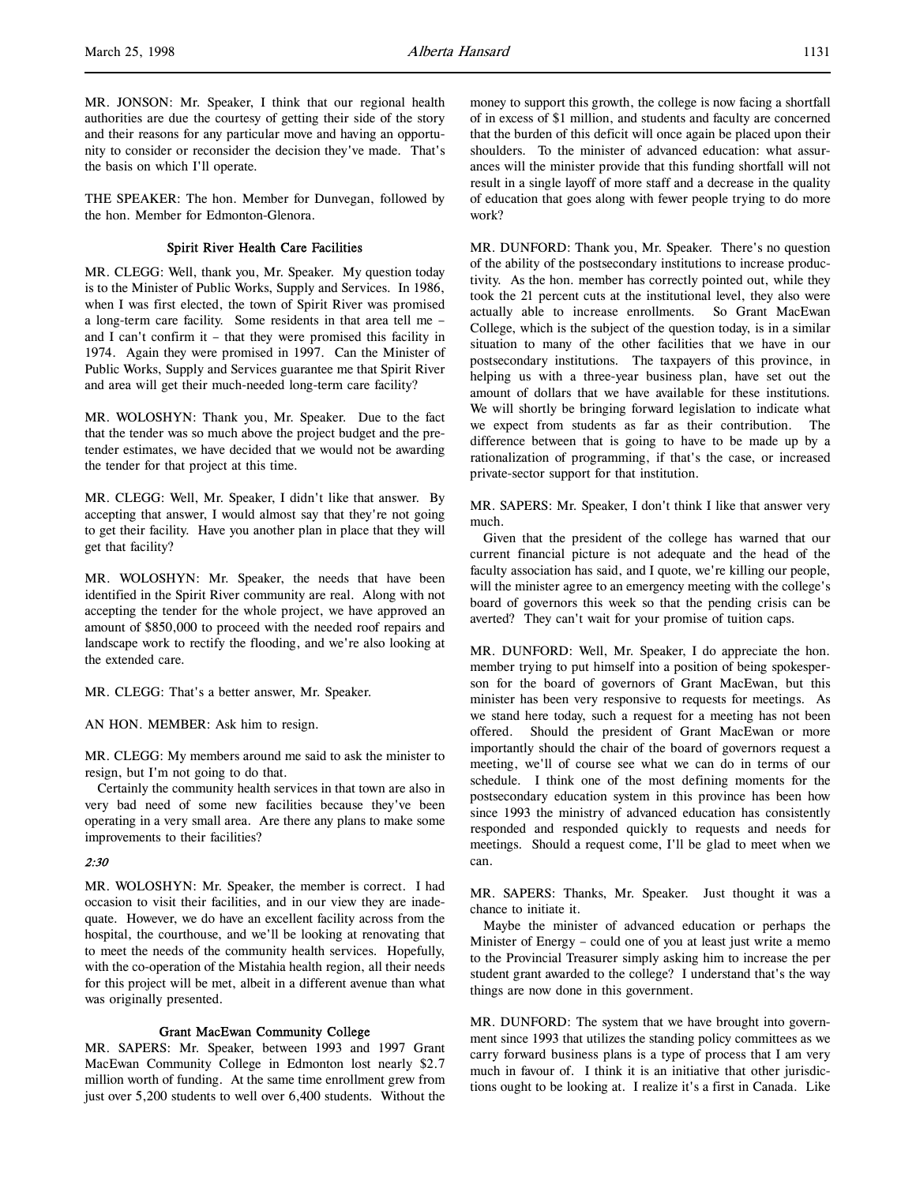MR. JONSON: Mr. Speaker, I think that our regional health authorities are due the courtesy of getting their side of the story and their reasons for any particular move and having an opportunity to consider or reconsider the decision they've made. That's the basis on which I'll operate.

THE SPEAKER: The hon. Member for Dunvegan, followed by the hon. Member for Edmonton-Glenora.

### Spirit River Health Care Facilities

MR. CLEGG: Well, thank you, Mr. Speaker. My question today is to the Minister of Public Works, Supply and Services. In 1986, when I was first elected, the town of Spirit River was promised a long-term care facility. Some residents in that area tell me – and I can't confirm it – that they were promised this facility in 1974. Again they were promised in 1997. Can the Minister of Public Works, Supply and Services guarantee me that Spirit River and area will get their much-needed long-term care facility?

MR. WOLOSHYN: Thank you, Mr. Speaker. Due to the fact that the tender was so much above the project budget and the pre-tender estimates, we have decided that we would not be awarding the tender for that project at this time.

MR. CLEGG: Well, Mr. Speaker, I didn't like that answer. By accepting that answer, I would almost say that they're not going to get their facility. Have you another plan in place that they will get that facility?

MR. WOLOSHYN: Mr. Speaker, the needs that have been identified in the Spirit River community are real. Along with not accepting the tender for the whole project, we have approved an amount of $850,000 to proceed with the needed roof repairs and landscape work to rectify the flooding, and we're also looking at the extended care.

MR. CLEGG: That's a better answer, Mr. Speaker.

AN HON. MEMBER: Ask him to resign.

MR. CLEGG: My members around me said to ask the minister to resign, but I'm not going to do that.

Certainly the community health services in that town are also in very bad need of some new facilities because they've been operating in a very small area. Are there any plans to make some improvements to their facilities?

*2:30*

MR. WOLOSHYN: Mr. Speaker, the member is correct. I had occasion to visit their facilities, and in our view they are inadequate. However, we do have an excellent facility across from the hospital, the courthouse, and we'll be looking at renovating that to meet the needs of the community health services. Hopefully, with the co-operation of the Mistahia health region, all their needs for this project will be met, albeit in a different avenue than what was originally presented.

### Grant MacEwan Community College

MR. SAPERS: Mr. Speaker, between 1993 and 1997 Grant MacEwan Community College in Edmonton lost nearly $2.7 million worth of funding. At the same time enrollment grew from just over 5,200 students to well over 6,400 students. Without the money to support this growth, the college is now facing a shortfall of in excess of $1 million, and students and faculty are concerned that the burden of this deficit will once again be placed upon their shoulders. To the minister of advanced education: what assurances will the minister provide that this funding shortfall will not result in a single layoff of more staff and a decrease in the quality of education that goes along with fewer people trying to do more work?

MR. DUNFORD: Thank you, Mr. Speaker. There's no question of the ability of the postsecondary institutions to increase productivity. As the hon. member has correctly pointed out, while they took the 21 percent cuts at the institutional level, they also were actually able to increase enrollments. So Grant MacEwan College, which is the subject of the question today, is in a similar situation to many of the other facilities that we have in our postsecondary institutions. The taxpayers of this province, in helping us with a three-year business plan, have set out the amount of dollars that we have available for these institutions. We will shortly be bringing forward legislation to indicate what we expect from students as far as their contribution. The difference between that is going to have to be made up by a rationalization of programming, if that's the case, or increased private-sector support for that institution.

MR. SAPERS: Mr. Speaker, I don't think I like that answer very much.

Given that the president of the college has warned that our current financial picture is not adequate and the head of the faculty association has said, and I quote, we're killing our people, will the minister agree to an emergency meeting with the college's board of governors this week so that the pending crisis can be averted? They can't wait for your promise of tuition caps.

MR. DUNFORD: Well, Mr. Speaker, I do appreciate the hon. member trying to put himself into a position of being spokesperson for the board of governors of Grant MacEwan, but this minister has been very responsive to requests for meetings. As we stand here today, such a request for a meeting has not been offered. Should the president of Grant MacEwan or more importantly should the chair of the board of governors request a meeting, we'll of course see what we can do in terms of our schedule. I think one of the most defining moments for the postsecondary education system in this province has been how since 1993 the ministry of advanced education has consistently responded and responded quickly to requests and needs for meetings. Should a request come, I'll be glad to meet when we can.

MR. SAPERS: Thanks, Mr. Speaker. Just thought it was a chance to initiate it.

Maybe the minister of advanced education or perhaps the Minister of Energy – could one of you at least just write a memo to the Provincial Treasurer simply asking him to increase the per student grant awarded to the college? I understand that's the way things are now done in this government.

MR. DUNFORD: The system that we have brought into government since 1993 that utilizes the standing policy committees as we carry forward business plans is a type of process that I am very much in favour of. I think it is an initiative that other jurisdictions ought to be looking at. I realize it's a first in Canada. Like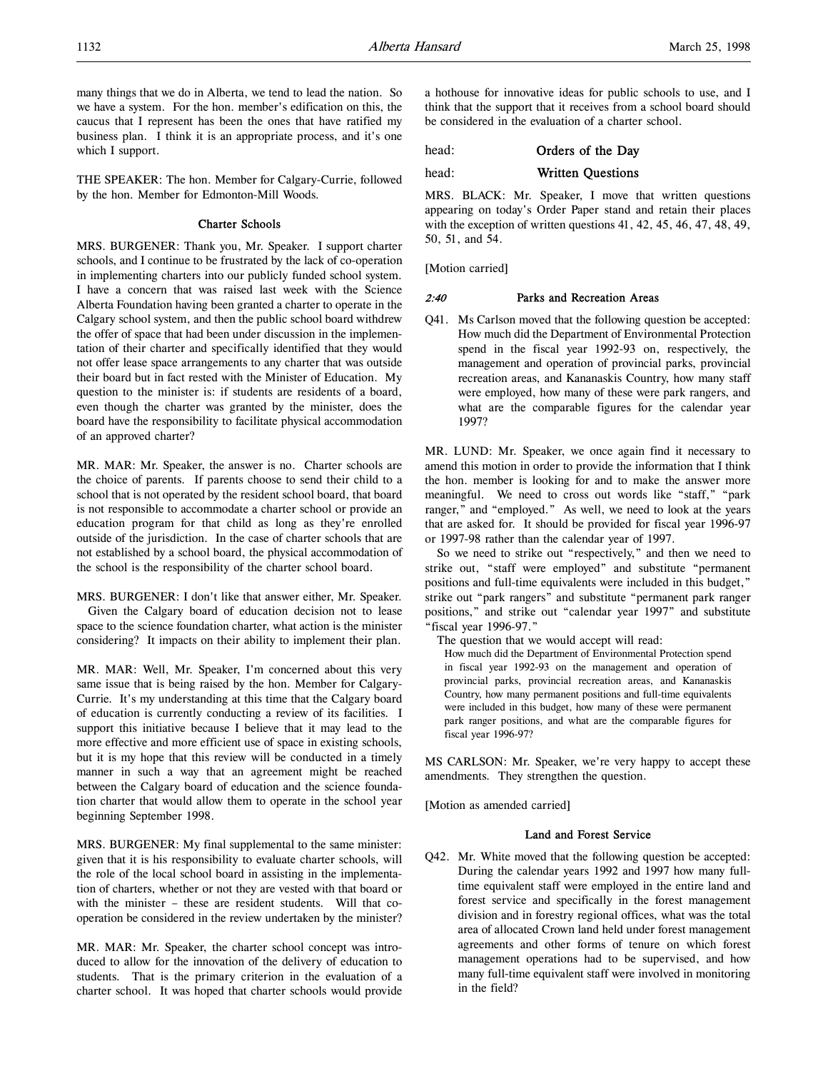many things that we do in Alberta, we tend to lead the nation. So we have a system. For the hon. member's edification on this, the caucus that I represent has been the ones that have ratified my business plan. I think it is an appropriate process, and it's one which I support.

THE SPEAKER: The hon. Member for Calgary-Currie, followed by the hon. Member for Edmonton-Mill Woods.

### Charter Schools

MRS. BURGENER: Thank you, Mr. Speaker. I support charter schools, and I continue to be frustrated by the lack of co-operation in implementing charters into our publicly funded school system. I have a concern that was raised last week with the Science Alberta Foundation having been granted a charter to operate in the Calgary school system, and then the public school board withdrew the offer of space that had been under discussion in the implementation of their charter and specifically identified that they would not offer lease space arrangements to any charter that was outside their board but in fact rested with the Minister of Education. My question to the minister is: if students are residents of a board, even though the charter was granted by the minister, does the board have the responsibility to facilitate physical accommodation of an approved charter?

MR. MAR: Mr. Speaker, the answer is no. Charter schools are the choice of parents. If parents choose to send their child to a school that is not operated by the resident school board, that board is not responsible to accommodate a charter school or provide an education program for that child as long as they're enrolled outside of the jurisdiction. In the case of charter schools that are not established by a school board, the physical accommodation of the school is the responsibility of the charter school board.

MRS. BURGENER: I don't like that answer either, Mr. Speaker.

Given the Calgary board of education decision not to lease space to the science foundation charter, what action is the minister considering? It impacts on their ability to implement their plan.

MR. MAR: Well, Mr. Speaker, I'm concerned about this very same issue that is being raised by the hon. Member for Calgary-Currie. It's my understanding at this time that the Calgary board of education is currently conducting a review of its facilities. I support this initiative because I believe that it may lead to the more effective and more efficient use of space in existing schools, but it is my hope that this review will be conducted in a timely manner in such a way that an agreement might be reached between the Calgary board of education and the science foundation charter that would allow them to operate in the school year beginning September 1998.

MRS. BURGENER: My final supplemental to the same minister: given that it is his responsibility to evaluate charter schools, will the role of the local school board in assisting in the implementation of charters, whether or not they are vested with that board or with the minister – these are resident students. Will that co-operation be considered in the review undertaken by the minister?

MR. MAR: Mr. Speaker, the charter school concept was introduced to allow for the innovation of the delivery of education to students. That is the primary criterion in the evaluation of a charter school. It was hoped that charter schools would provide a hothouse for innovative ideas for public schools to use, and I think that the support that it receives from a school board should be considered in the evaluation of a charter school.

head: **Orders of the Day**

head: **Written Questions**

MRS. BLACK: Mr. Speaker, I move that written questions appearing on today's Order Paper stand and retain their places with the exception of written questions 41, 42, 45, 46, 47, 48, 49, 50, 51, and 54.

[Motion carried]

### *2:40* Parks and Recreation Areas

Q41. Ms Carlson moved that the following question be accepted: How much did the Department of Environmental Protection spend in the fiscal year 1992-93 on, respectively, the management and operation of provincial parks, provincial recreation areas, and Kananaskis Country, how many staff were employed, how many of these were park rangers, and what are the comparable figures for the calendar year 1997?

MR. LUND: Mr. Speaker, we once again find it necessary to amend this motion in order to provide the information that I think the hon. member is looking for and to make the answer more meaningful. We need to cross out words like "staff," "park ranger," and "employed." As well, we need to look at the years that are asked for. It should be provided for fiscal year 1996-97 or 1997-98 rather than the calendar year of 1997.

So we need to strike out "respectively," and then we need to strike out, "staff were employed" and substitute "permanent positions and full-time equivalents were included in this budget," strike out "park rangers" and substitute "permanent park ranger positions," and strike out "calendar year 1997" and substitute "fiscal year 1996-97."

The question that we would accept will read:

> How much did the Department of Environmental Protection spend in fiscal year 1992-93 on the management and operation of provincial parks, provincial recreation areas, and Kananaskis Country, how many permanent positions and full-time equivalents were included in this budget, how many of these were permanent park ranger positions, and what are the comparable figures for fiscal year 1996-97?

MS CARLSON: Mr. Speaker, we're very happy to accept these amendments. They strengthen the question.

[Motion as amended carried]

### Land and Forest Service

Q42. Mr. White moved that the following question be accepted: During the calendar years 1992 and 1997 how many full-time equivalent staff were employed in the entire land and forest service and specifically in the forest management division and in forestry regional offices, what was the total area of allocated Crown land held under forest management agreements and other forms of tenure on which forest management operations had to be supervised, and how many full-time equivalent staff were involved in monitoring in the field?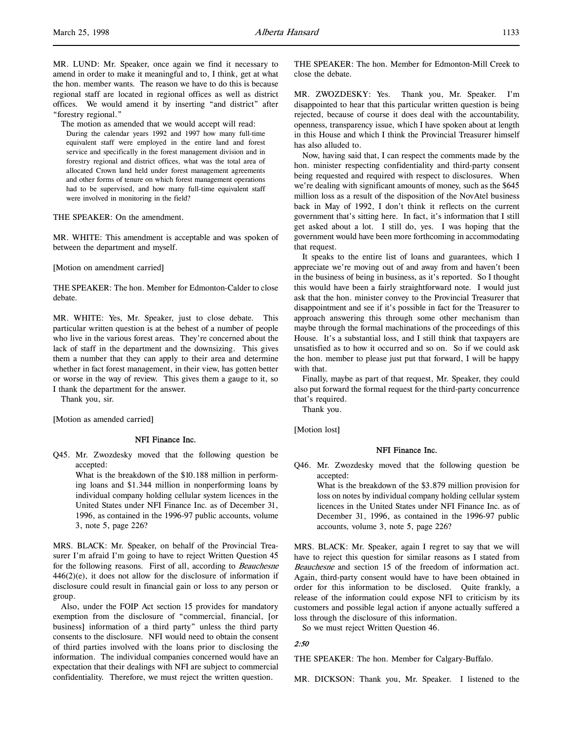MR. LUND: Mr. Speaker, once again we find it necessary to amend in order to make it meaningful and to, I think, get at what the hon. member wants. The reason we have to do this is because regional staff are located in regional offices as well as district offices. We would amend it by inserting "and district" after "forestry regional."

The motion as amended that we would accept will read:

> During the calendar years 1992 and 1997 how many full-time equivalent staff were employed in the entire land and forest service and specifically in the forest management division and in forestry regional and district offices, what was the total area of allocated Crown land held under forest management agreements and other forms of tenure on which forest management operations had to be supervised, and how many full-time equivalent staff were involved in monitoring in the field?

THE SPEAKER: On the amendment.

MR. WHITE: This amendment is acceptable and was spoken of between the department and myself.

[Motion on amendment carried]

THE SPEAKER: The hon. Member for Edmonton-Calder to close debate.

MR. WHITE: Yes, Mr. Speaker, just to close debate. This particular written question is at the behest of a number of people who live in the various forest areas. They're concerned about the lack of staff in the department and the downsizing. This gives them a number that they can apply to their area and determine whether in fact forest management, in their view, has gotten better or worse in the way of review. This gives them a gauge to it, so I thank the department for the answer.

Thank you, sir.

[Motion as amended carried]

### NFI Finance Inc.

Q45. Mr. Zwozdesky moved that the following question be accepted:

> What is the breakdown of the $10.188 million in performing loans and $1.344 million in nonperforming loans by individual company holding cellular system licences in the United States under NFI Finance Inc. as of December 31, 1996, as contained in the 1996-97 public accounts, volume 3, note 5, page 226?

MRS. BLACK: Mr. Speaker, on behalf of the Provincial Treasurer I'm afraid I'm going to have to reject Written Question 45 for the following reasons. First of all, according to *Beauchesne* 446(2)(e), it does not allow for the disclosure of information if disclosure could result in financial gain or loss to any person or group.

Also, under the FOIP Act section 15 provides for mandatory exemption from the disclosure of "commercial, financial, [or business] information of a third party" unless the third party consents to the disclosure. NFI would need to obtain the consent of third parties involved with the loans prior to disclosing the information. The individual companies concerned would have an expectation that their dealings with NFI are subject to commercial confidentiality. Therefore, we must reject the written question.

THE SPEAKER: The hon. Member for Edmonton-Mill Creek to close the debate.

MR. ZWOZDESKY: Yes. Thank you, Mr. Speaker. I'm disappointed to hear that this particular written question is being rejected, because of course it does deal with the accountability, openness, transparency issue, which I have spoken about at length in this House and which I think the Provincial Treasurer himself has also alluded to.

Now, having said that, I can respect the comments made by the hon. minister respecting confidentiality and third-party consent being requested and required with respect to disclosures. When we're dealing with significant amounts of money, such as the $645 million loss as a result of the disposition of the NovAtel business back in May of 1992, I don't think it reflects on the current government that's sitting here. In fact, it's information that I still get asked about a lot. I still do, yes. I was hoping that the government would have been more forthcoming in accommodating that request.

It speaks to the entire list of loans and guarantees, which I appreciate we're moving out of and away from and haven't been in the business of being in business, as it's reported. So I thought this would have been a fairly straightforward note. I would just ask that the hon. minister convey to the Provincial Treasurer that disappointment and see if it's possible in fact for the Treasurer to approach answering this through some other mechanism than maybe through the formal machinations of the proceedings of this House. It's a substantial loss, and I still think that taxpayers are unsatisfied as to how it occurred and so on. So if we could ask the hon. member to please just put that forward, I will be happy with that.

Finally, maybe as part of that request, Mr. Speaker, they could also put forward the formal request for the third-party concurrence that's required.

Thank you.

[Motion lost]

### NFI Finance Inc.

Q46. Mr. Zwozdesky moved that the following question be accepted:

> What is the breakdown of the $3.879 million provision for loss on notes by individual company holding cellular system licences in the United States under NFI Finance Inc. as of December 31, 1996, as contained in the 1996-97 public accounts, volume 3, note 5, page 226?

MRS. BLACK: Mr. Speaker, again I regret to say that we will have to reject this question for similar reasons as I stated from *Beauchesne* and section 15 of the freedom of information act. Again, third-party consent would have to have been obtained in order for this information to be disclosed. Quite frankly, a release of the information could expose NFI to criticism by its customers and possible legal action if anyone actually suffered a loss through the disclosure of this information.

So we must reject Written Question 46.

*2:50*

THE SPEAKER: The hon. Member for Calgary-Buffalo.

MR. DICKSON: Thank you, Mr. Speaker. I listened to the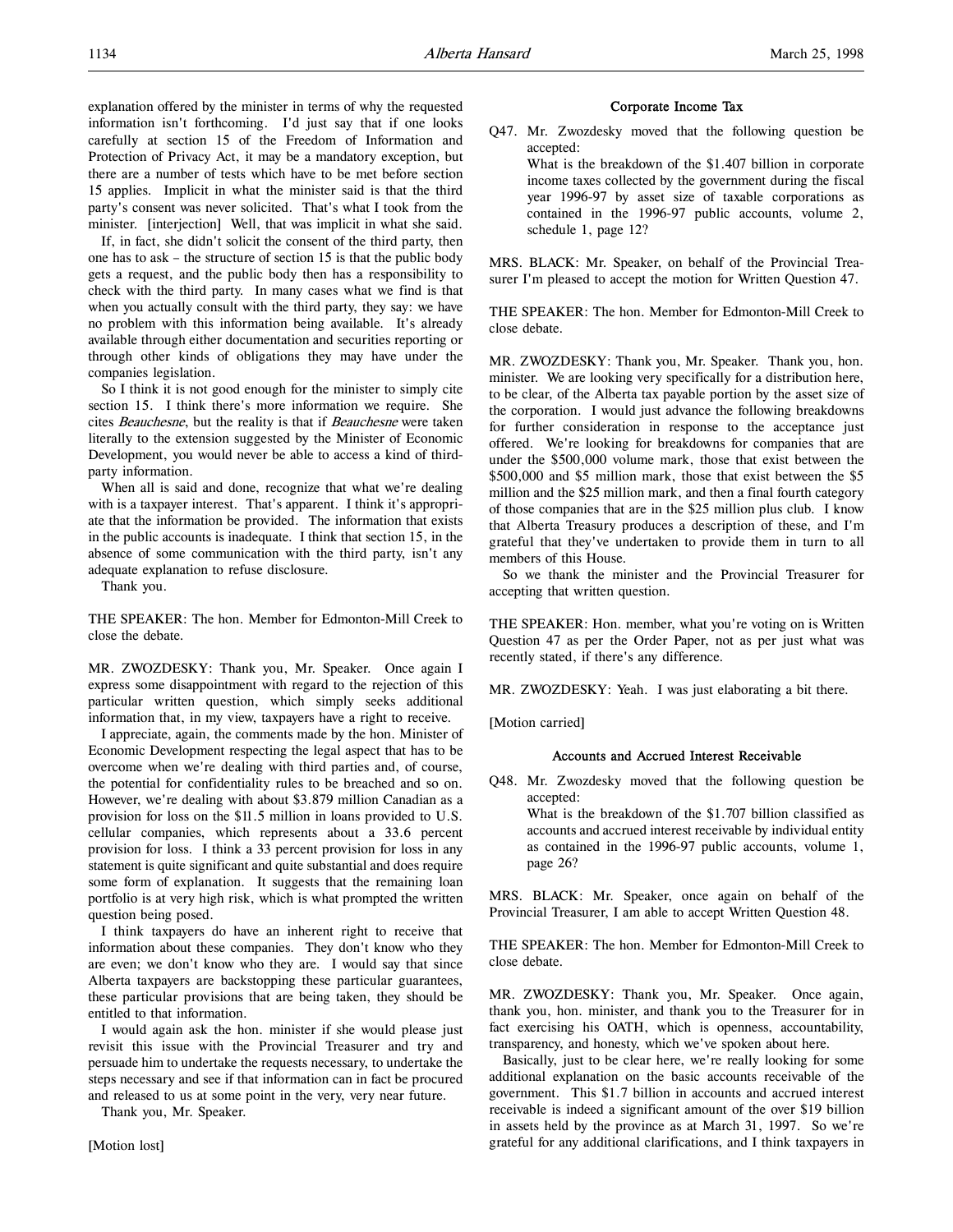explanation offered by the minister in terms of why the requested information isn't forthcoming. I'd just say that if one looks carefully at section 15 of the Freedom of Information and Protection of Privacy Act, it may be a mandatory exception, but there are a number of tests which have to be met before section 15 applies. Implicit in what the minister said is that the third party's consent was never solicited. That's what I took from the minister. [interjection] Well, that was implicit in what she said.

If, in fact, she didn't solicit the consent of the third party, then one has to ask – the structure of section 15 is that the public body gets a request, and the public body then has a responsibility to check with the third party. In many cases what we find is that when you actually consult with the third party, they say: we have no problem with this information being available. It's already available through either documentation and securities reporting or through other kinds of obligations they may have under the companies legislation.

So I think it is not good enough for the minister to simply cite section 15. I think there's more information we require. She cites *Beauchesne*, but the reality is that if *Beauchesne* were taken literally to the extension suggested by the Minister of Economic Development, you would never be able to access a kind of third-party information.

When all is said and done, recognize that what we're dealing with is a taxpayer interest. That's apparent. I think it's appropriate that the information be provided. The information that exists in the public accounts is inadequate. I think that section 15, in the absence of some communication with the third party, isn't any adequate explanation to refuse disclosure.

Thank you.

THE SPEAKER: The hon. Member for Edmonton-Mill Creek to close the debate.

MR. ZWOZDESKY: Thank you, Mr. Speaker. Once again I express some disappointment with regard to the rejection of this particular written question, which simply seeks additional information that, in my view, taxpayers have a right to receive.

I appreciate, again, the comments made by the hon. Minister of Economic Development respecting the legal aspect that has to be overcome when we're dealing with third parties and, of course, the potential for confidentiality rules to be breached and so on. However, we're dealing with about $3.879 million Canadian as a provision for loss on the $11.5 million in loans provided to U.S. cellular companies, which represents about a 33.6 percent provision for loss. I think a 33 percent provision for loss in any statement is quite significant and quite substantial and does require some form of explanation. It suggests that the remaining loan portfolio is at very high risk, which is what prompted the written question being posed.

I think taxpayers do have an inherent right to receive that information about these companies. They don't know who they are even; we don't know who they are. I would say that since Alberta taxpayers are backstopping these particular guarantees, these particular provisions that are being taken, they should be entitled to that information.

I would again ask the hon. minister if she would please just revisit this issue with the Provincial Treasurer and try and persuade him to undertake the requests necessary, to undertake the steps necessary and see if that information can in fact be procured and released to us at some point in the very, very near future.

Thank you, Mr. Speaker.

[Motion lost]

### Corporate Income Tax

Q47. Mr. Zwozdesky moved that the following question be accepted:
What is the breakdown of the $1.407 billion in corporate income taxes collected by the government during the fiscal year 1996-97 by asset size of taxable corporations as contained in the 1996-97 public accounts, volume 2, schedule 1, page 12?

MRS. BLACK: Mr. Speaker, on behalf of the Provincial Treasurer I'm pleased to accept the motion for Written Question 47.

THE SPEAKER: The hon. Member for Edmonton-Mill Creek to close debate.

MR. ZWOZDESKY: Thank you, Mr. Speaker. Thank you, hon. minister. We are looking very specifically for a distribution here, to be clear, of the Alberta tax payable portion by the asset size of the corporation. I would just advance the following breakdowns for further consideration in response to the acceptance just offered. We're looking for breakdowns for companies that are under the $500,000 volume mark, those that exist between the $500,000 and $5 million mark, those that exist between the $5 million and the $25 million mark, and then a final fourth category of those companies that are in the $25 million plus club. I know that Alberta Treasury produces a description of these, and I'm grateful that they've undertaken to provide them in turn to all members of this House.

So we thank the minister and the Provincial Treasurer for accepting that written question.

THE SPEAKER: Hon. member, what you're voting on is Written Question 47 as per the Order Paper, not as per just what was recently stated, if there's any difference.

MR. ZWOZDESKY: Yeah. I was just elaborating a bit there.

[Motion carried]

### Accounts and Accrued Interest Receivable

Q48. Mr. Zwozdesky moved that the following question be accepted:
What is the breakdown of the $1.707 billion classified as accounts and accrued interest receivable by individual entity as contained in the 1996-97 public accounts, volume 1, page 26?

MRS. BLACK: Mr. Speaker, once again on behalf of the Provincial Treasurer, I am able to accept Written Question 48.

THE SPEAKER: The hon. Member for Edmonton-Mill Creek to close debate.

MR. ZWOZDESKY: Thank you, Mr. Speaker. Once again, thank you, hon. minister, and thank you to the Treasurer for in fact exercising his OATH, which is openness, accountability, transparency, and honesty, which we've spoken about here.

Basically, just to be clear here, we're really looking for some additional explanation on the basic accounts receivable of the government. This $1.7 billion in accounts and accrued interest receivable is indeed a significant amount of the over $19 billion in assets held by the province as at March 31, 1997. So we're grateful for any additional clarifications, and I think taxpayers in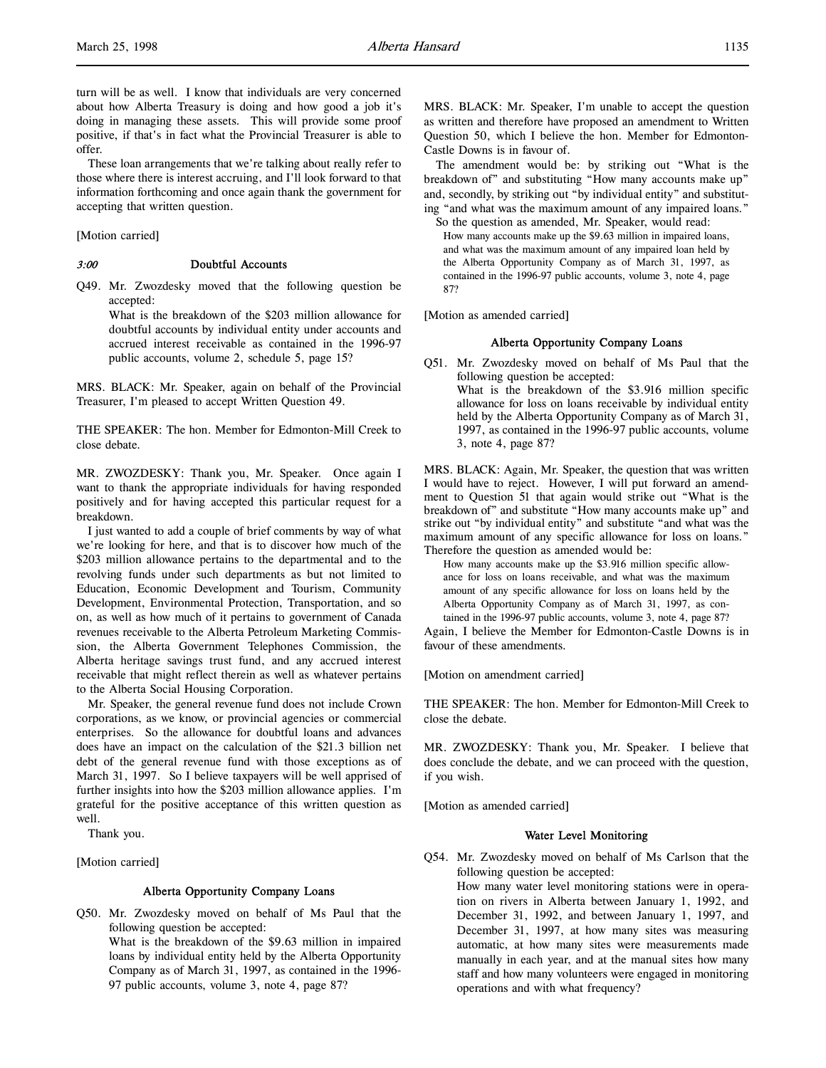turn will be as well. I know that individuals are very concerned about how Alberta Treasury is doing and how good a job it's doing in managing these assets. This will provide some proof positive, if that's in fact what the Provincial Treasurer is able to offer.

These loan arrangements that we're talking about really refer to those where there is interest accruing, and I'll look forward to that information forthcoming and once again thank the government for accepting that written question.

[Motion carried]

*3:00*

### Doubtful Accounts

Q49. Mr. Zwozdesky moved that the following question be accepted:

What is the breakdown of the $203 million allowance for doubtful accounts by individual entity under accounts and accrued interest receivable as contained in the 1996-97 public accounts, volume 2, schedule 5, page 15?

MRS. BLACK: Mr. Speaker, again on behalf of the Provincial Treasurer, I'm pleased to accept Written Question 49.

THE SPEAKER: The hon. Member for Edmonton-Mill Creek to close debate.

MR. ZWOZDESKY: Thank you, Mr. Speaker. Once again I want to thank the appropriate individuals for having responded positively and for having accepted this particular request for a breakdown.

I just wanted to add a couple of brief comments by way of what we're looking for here, and that is to discover how much of the $203 million allowance pertains to the departmental and to the revolving funds under such departments as but not limited to Education, Economic Development and Tourism, Community Development, Environmental Protection, Transportation, and so on, as well as how much of it pertains to government of Canada revenues receivable to the Alberta Petroleum Marketing Commission, the Alberta Government Telephones Commission, the Alberta heritage savings trust fund, and any accrued interest receivable that might reflect therein as well as whatever pertains to the Alberta Social Housing Corporation.

Mr. Speaker, the general revenue fund does not include Crown corporations, as we know, or provincial agencies or commercial enterprises. So the allowance for doubtful loans and advances does have an impact on the calculation of the $21.3 billion net debt of the general revenue fund with those exceptions as of March 31, 1997. So I believe taxpayers will be well apprised of further insights into how the $203 million allowance applies. I'm grateful for the positive acceptance of this written question as well.

Thank you.

[Motion carried]

### Alberta Opportunity Company Loans

Q50. Mr. Zwozdesky moved on behalf of Ms Paul that the following question be accepted:

What is the breakdown of the $9.63 million in impaired loans by individual entity held by the Alberta Opportunity Company as of March 31, 1997, as contained in the 1996-97 public accounts, volume 3, note 4, page 87?

MRS. BLACK: Mr. Speaker, I'm unable to accept the question as written and therefore have proposed an amendment to Written Question 50, which I believe the hon. Member for Edmonton-Castle Downs is in favour of.

The amendment would be: by striking out "What is the breakdown of" and substituting "How many accounts make up" and, secondly, by striking out "by individual entity" and substituting "and what was the maximum amount of any impaired loans."

So the question as amended, Mr. Speaker, would read:

> How many accounts make up the $9.63 million in impaired loans, and what was the maximum amount of any impaired loan held by the Alberta Opportunity Company as of March 31, 1997, as contained in the 1996-97 public accounts, volume 3, note 4, page 87?

[Motion as amended carried]

### Alberta Opportunity Company Loans

Q51. Mr. Zwozdesky moved on behalf of Ms Paul that the following question be accepted:

What is the breakdown of the $3.916 million specific allowance for loss on loans receivable by individual entity held by the Alberta Opportunity Company as of March 31, 1997, as contained in the 1996-97 public accounts, volume 3, note 4, page 87?

MRS. BLACK: Again, Mr. Speaker, the question that was written I would have to reject. However, I will put forward an amendment to Question 51 that again would strike out "What is the breakdown of" and substitute "How many accounts make up" and strike out "by individual entity" and substitute "and what was the maximum amount of any specific allowance for loss on loans." Therefore the question as amended would be:

> How many accounts make up the $3.916 million specific allowance for loss on loans receivable, and what was the maximum amount of any specific allowance for loss on loans held by the Alberta Opportunity Company as of March 31, 1997, as contained in the 1996-97 public accounts, volume 3, note 4, page 87?

Again, I believe the Member for Edmonton-Castle Downs is in favour of these amendments.

[Motion on amendment carried]

THE SPEAKER: The hon. Member for Edmonton-Mill Creek to close the debate.

MR. ZWOZDESKY: Thank you, Mr. Speaker. I believe that does conclude the debate, and we can proceed with the question, if you wish.

[Motion as amended carried]

### Water Level Monitoring

Q54. Mr. Zwozdesky moved on behalf of Ms Carlson that the following question be accepted:

How many water level monitoring stations were in operation on rivers in Alberta between January 1, 1992, and December 31, 1992, and between January 1, 1997, and December 31, 1997, at how many sites was measuring automatic, at how many sites were measurements made manually in each year, and at the manual sites how many staff and how many volunteers were engaged in monitoring operations and with what frequency?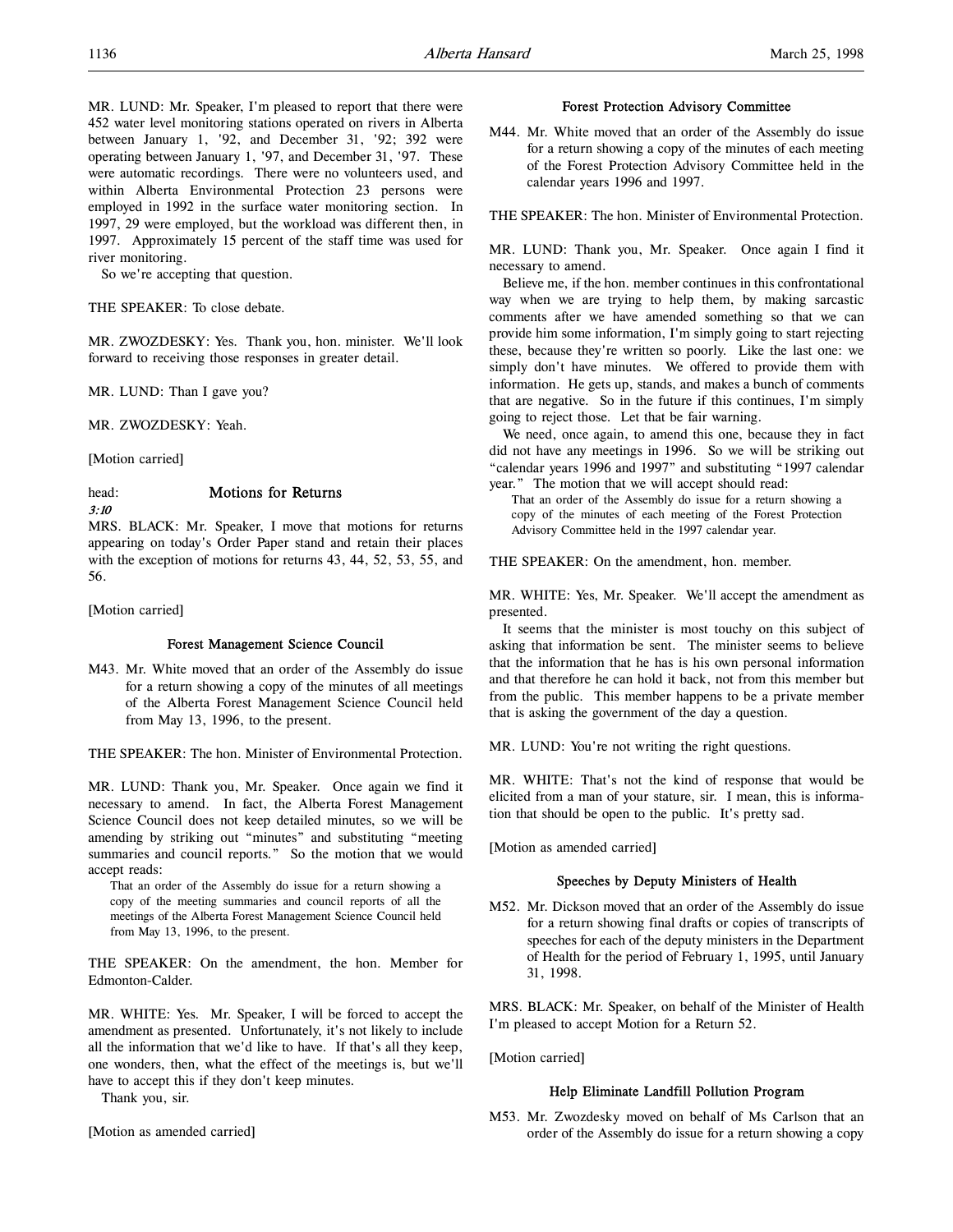MR. LUND: Mr. Speaker, I'm pleased to report that there were 452 water level monitoring stations operated on rivers in Alberta between January 1, '92, and December 31, '92; 392 were operating between January 1, '97, and December 31, '97. These were automatic recordings. There were no volunteers used, and within Alberta Environmental Protection 23 persons were employed in 1992 in the surface water monitoring section. In 1997, 29 were employed, but the workload was different then, in 1997. Approximately 15 percent of the staff time was used for river monitoring.

So we're accepting that question.

THE SPEAKER: To close debate.

MR. ZWOZDESKY: Yes. Thank you, hon. minister. We'll look forward to receiving those responses in greater detail.

MR. LUND: Than I gave you?

MR. ZWOZDESKY: Yeah.

[Motion carried]

head: **Motions for Returns**

*3:10*

MRS. BLACK: Mr. Speaker, I move that motions for returns appearing on today's Order Paper stand and retain their places with the exception of motions for returns 43, 44, 52, 53, 55, and 56.

[Motion carried]

### Forest Management Science Council

M43. Mr. White moved that an order of the Assembly do issue for a return showing a copy of the minutes of all meetings of the Alberta Forest Management Science Council held from May 13, 1996, to the present.

THE SPEAKER: The hon. Minister of Environmental Protection.

MR. LUND: Thank you, Mr. Speaker. Once again we find it necessary to amend. In fact, the Alberta Forest Management Science Council does not keep detailed minutes, so we will be amending by striking out "minutes" and substituting "meeting summaries and council reports." So the motion that we would accept reads:

> That an order of the Assembly do issue for a return showing a copy of the meeting summaries and council reports of all the meetings of the Alberta Forest Management Science Council held from May 13, 1996, to the present.

THE SPEAKER: On the amendment, the hon. Member for Edmonton-Calder.

MR. WHITE: Yes. Mr. Speaker, I will be forced to accept the amendment as presented. Unfortunately, it's not likely to include all the information that we'd like to have. If that's all they keep, one wonders, then, what the effect of the meetings is, but we'll have to accept this if they don't keep minutes.

Thank you, sir.

[Motion as amended carried]

### Forest Protection Advisory Committee

M44. Mr. White moved that an order of the Assembly do issue for a return showing a copy of the minutes of each meeting of the Forest Protection Advisory Committee held in the calendar years 1996 and 1997.

THE SPEAKER: The hon. Minister of Environmental Protection.

MR. LUND: Thank you, Mr. Speaker. Once again I find it necessary to amend.

Believe me, if the hon. member continues in this confrontational way when we are trying to help them, by making sarcastic comments after we have amended something so that we can provide him some information, I'm simply going to start rejecting these, because they're written so poorly. Like the last one: we simply don't have minutes. We offered to provide them with information. He gets up, stands, and makes a bunch of comments that are negative. So in the future if this continues, I'm simply going to reject those. Let that be fair warning.

We need, once again, to amend this one, because they in fact did not have any meetings in 1996. So we will be striking out "calendar years 1996 and 1997" and substituting "1997 calendar year." The motion that we will accept should read:

> That an order of the Assembly do issue for a return showing a copy of the minutes of each meeting of the Forest Protection Advisory Committee held in the 1997 calendar year.

THE SPEAKER: On the amendment, hon. member.

MR. WHITE: Yes, Mr. Speaker. We'll accept the amendment as presented.

It seems that the minister is most touchy on this subject of asking that information be sent. The minister seems to believe that the information that he has is his own personal information and that therefore he can hold it back, not from this member but from the public. This member happens to be a private member that is asking the government of the day a question.

MR. LUND: You're not writing the right questions.

MR. WHITE: That's not the kind of response that would be elicited from a man of your stature, sir. I mean, this is information that should be open to the public. It's pretty sad.

[Motion as amended carried]

### Speeches by Deputy Ministers of Health

M52. Mr. Dickson moved that an order of the Assembly do issue for a return showing final drafts or copies of transcripts of speeches for each of the deputy ministers in the Department of Health for the period of February 1, 1995, until January 31, 1998.

MRS. BLACK: Mr. Speaker, on behalf of the Minister of Health I'm pleased to accept Motion for a Return 52.

[Motion carried]

### Help Eliminate Landfill Pollution Program

M53. Mr. Zwozdesky moved on behalf of Ms Carlson that an order of the Assembly do issue for a return showing a copy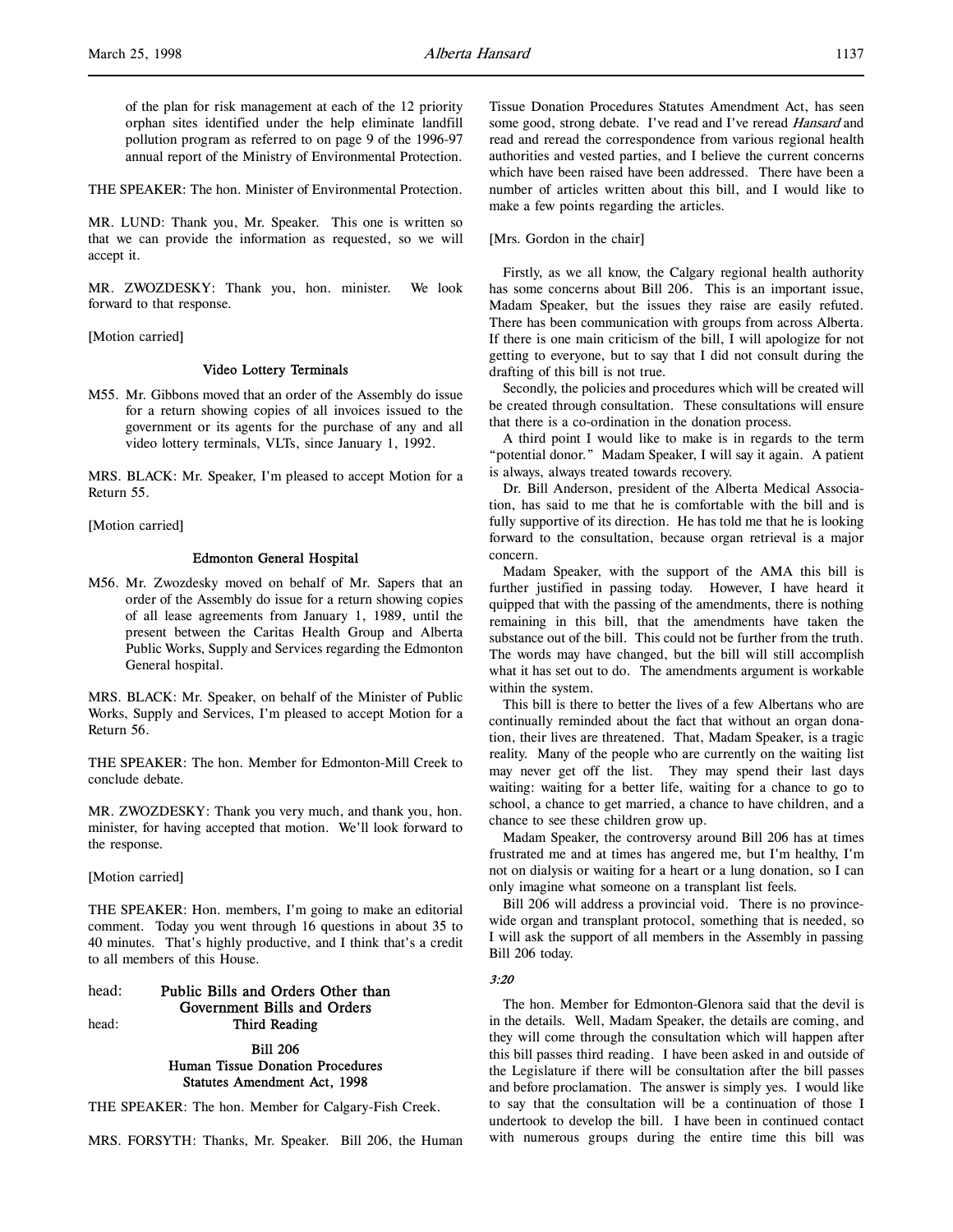of the plan for risk management at each of the 12 priority orphan sites identified under the help eliminate landfill pollution program as referred to on page 9 of the 1996-97 annual report of the Ministry of Environmental Protection.

THE SPEAKER: The hon. Minister of Environmental Protection.

MR. LUND: Thank you, Mr. Speaker. This one is written so that we can provide the information as requested, so we will accept it.

MR. ZWOZDESKY: Thank you, hon. minister. We look forward to that response.

[Motion carried]

### Video Lottery Terminals

M55. Mr. Gibbons moved that an order of the Assembly do issue for a return showing copies of all invoices issued to the government or its agents for the purchase of any and all video lottery terminals, VLTs, since January 1, 1992.

MRS. BLACK: Mr. Speaker, I'm pleased to accept Motion for a Return 55.

[Motion carried]

### Edmonton General Hospital

M56. Mr. Zwozdesky moved on behalf of Mr. Sapers that an order of the Assembly do issue for a return showing copies of all lease agreements from January 1, 1989, until the present between the Caritas Health Group and Alberta Public Works, Supply and Services regarding the Edmonton General hospital.

MRS. BLACK: Mr. Speaker, on behalf of the Minister of Public Works, Supply and Services, I'm pleased to accept Motion for a Return 56.

THE SPEAKER: The hon. Member for Edmonton-Mill Creek to conclude debate.

MR. ZWOZDESKY: Thank you very much, and thank you, hon. minister, for having accepted that motion. We'll look forward to the response.

[Motion carried]

THE SPEAKER: Hon. members, I'm going to make an editorial comment. Today you went through 16 questions in about 35 to 40 minutes. That's highly productive, and I think that's a credit to all members of this House.

## head: Public Bills and Orders Other than Government Bills and Orders
## head: Third Reading

### Bill 206
### Human Tissue Donation Procedures Statutes Amendment Act, 1998

THE SPEAKER: The hon. Member for Calgary-Fish Creek.

MRS. FORSYTH: Thanks, Mr. Speaker. Bill 206, the Human Tissue Donation Procedures Statutes Amendment Act, has seen some good, strong debate. I've read and I've reread *Hansard* and read and reread the correspondence from various regional health authorities and vested parties, and I believe the current concerns which have been raised have been addressed. There have been a number of articles written about this bill, and I would like to make a few points regarding the articles.

[Mrs. Gordon in the chair]

Firstly, as we all know, the Calgary regional health authority has some concerns about Bill 206. This is an important issue, Madam Speaker, but the issues they raise are easily refuted. There has been communication with groups from across Alberta. If there is one main criticism of the bill, I will apologize for not getting to everyone, but to say that I did not consult during the drafting of this bill is not true.

Secondly, the policies and procedures which will be created will be created through consultation. These consultations will ensure that there is a co-ordination in the donation process.

A third point I would like to make is in regards to the term "potential donor." Madam Speaker, I will say it again. A patient is always, always treated towards recovery.

Dr. Bill Anderson, president of the Alberta Medical Association, has said to me that he is comfortable with the bill and is fully supportive of its direction. He has told me that he is looking forward to the consultation, because organ retrieval is a major concern.

Madam Speaker, with the support of the AMA this bill is further justified in passing today. However, I have heard it quipped that with the passing of the amendments, there is nothing remaining in this bill, that the amendments have taken the substance out of the bill. This could not be further from the truth. The words may have changed, but the bill will still accomplish what it has set out to do. The amendments argument is workable within the system.

This bill is there to better the lives of a few Albertans who are continually reminded about the fact that without an organ donation, their lives are threatened. That, Madam Speaker, is a tragic reality. Many of the people who are currently on the waiting list may never get off the list. They may spend their last days waiting: waiting for a better life, waiting for a chance to go to school, a chance to get married, a chance to have children, and a chance to see these children grow up.

Madam Speaker, the controversy around Bill 206 has at times frustrated me and at times has angered me, but I'm healthy, I'm not on dialysis or waiting for a heart or a lung donation, so I can only imagine what someone on a transplant list feels.

Bill 206 will address a provincial void. There is no province-wide organ and transplant protocol, something that is needed, so I will ask the support of all members in the Assembly in passing Bill 206 today.

*3:20*

The hon. Member for Edmonton-Glenora said that the devil is in the details. Well, Madam Speaker, the details are coming, and they will come through the consultation which will happen after this bill passes third reading. I have been asked in and outside of the Legislature if there will be consultation after the bill passes and before proclamation. The answer is simply yes. I would like to say that the consultation will be a continuation of those I undertook to develop the bill. I have been in continued contact with numerous groups during the entire time this bill was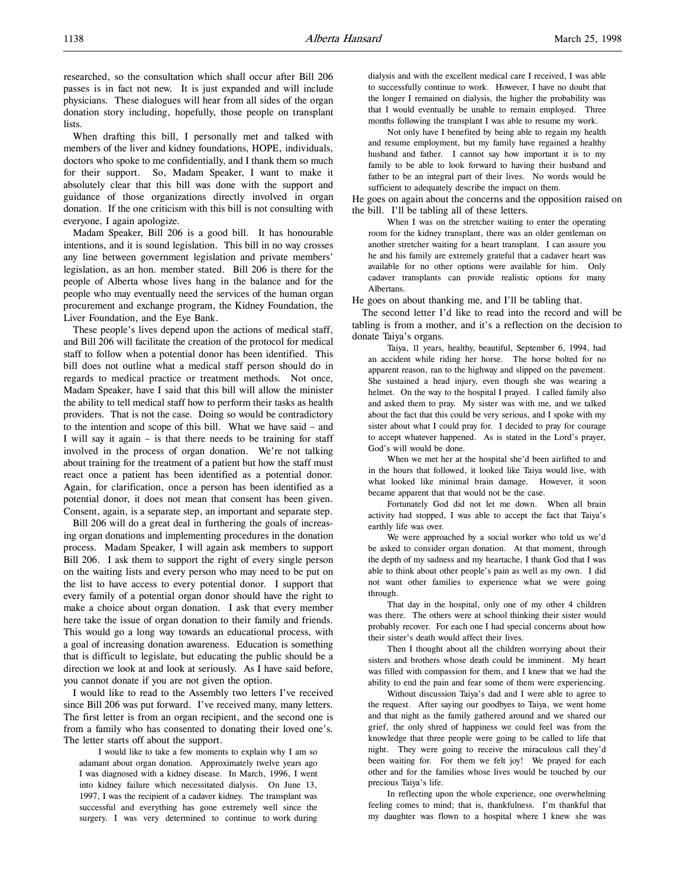researched, so the consultation which shall occur after Bill 206 passes is in fact not new. It is just expanded and will include physicians. These dialogues will hear from all sides of the organ donation story including, hopefully, those people on transplant lists.

When drafting this bill, I personally met and talked with members of the liver and kidney foundations, HOPE, individuals, doctors who spoke to me confidentially, and I thank them so much for their support. So, Madam Speaker, I want to make it absolutely clear that this bill was done with the support and guidance of those organizations directly involved in organ donation. If the one criticism with this bill is not consulting with everyone, I again apologize.

Madam Speaker, Bill 206 is a good bill. It has honourable intentions, and it is sound legislation. This bill in no way crosses any line between government legislation and private members' legislation, as an hon. member stated. Bill 206 is there for the people of Alberta whose lives hang in the balance and for the people who may eventually need the services of the human organ procurement and exchange program, the Kidney Foundation, the Liver Foundation, and the Eye Bank.

These people's lives depend upon the actions of medical staff, and Bill 206 will facilitate the creation of the protocol for medical staff to follow when a potential donor has been identified. This bill does not outline what a medical staff person should do in regards to medical practice or treatment methods. Not once, Madam Speaker, have I said that this bill will allow the minister the ability to tell medical staff how to perform their tasks as health providers. That is not the case. Doing so would be contradictory to the intention and scope of this bill. What we have said – and I will say it again – is that there needs to be training for staff involved in the process of organ donation. We're not talking about training for the treatment of a patient but how the staff must react once a patient has been identified as a potential donor. Again, for clarification, once a person has been identified as a potential donor, it does not mean that consent has been given. Consent, again, is a separate step, an important and separate step.

Bill 206 will do a great deal in furthering the goals of increasing organ donations and implementing procedures in the donation process. Madam Speaker, I will again ask members to support Bill 206. I ask them to support the right of every single person on the waiting lists and every person who may need to be put on the list to have access to every potential donor. I support that every family of a potential organ donor should have the right to make a choice about organ donation. I ask that every member here take the issue of organ donation to their family and friends. This would go a long way towards an educational process, with a goal of increasing donation awareness. Education is something that is difficult to legislate, but educating the public should be a direction we look at and look at seriously. As I have said before, you cannot donate if you are not given the option.

I would like to read to the Assembly two letters I've received since Bill 206 was put forward. I've received many, many letters. The first letter is from an organ recipient, and the second one is from a family who has consented to donating their loved one's. The letter starts off about the support.

> I would like to take a few moments to explain why I am so adamant about organ donation. Approximately twelve years ago I was diagnosed with a kidney disease. In March, 1996, I went into kidney failure which necessitated dialysis. On June 13, 1997, I was the recipient of a cadaver kidney. The transplant was successful and everything has gone extremely well since the surgery. I was very determined to continue to work during dialysis and with the excellent medical care I received, I was able to successfully continue to work. However, I have no doubt that the longer I remained on dialysis, the higher the probability was that I would eventually be unable to remain employed. Three months following the transplant I was able to resume my work.
>
> Not only have I benefited by being able to regain my health and resume employment, but my family have regained a healthy husband and father. I cannot say how important it is to my family to be able to look forward to having their husband and father to be an integral part of their lives. No words would be sufficient to adequately describe the impact on them.

He goes on again about the concerns and the opposition raised on the bill. I'll be tabling all of these letters.

> When I was on the stretcher waiting to enter the operating room for the kidney transplant, there was an older gentleman on another stretcher waiting for a heart transplant. I can assure you he and his family are extremely grateful that a cadaver heart was available for no other options were available for him. Only cadaver transplants can provide realistic options for many Albertans.

He goes on about thanking me, and I'll be tabling that.

The second letter I'd like to read into the record and will be tabling is from a mother, and it's a reflection on the decision to donate Taiya's organs.

> Taiya, 11 years, healthy, beautiful, September 6, 1994, had an accident while riding her horse. The horse bolted for no apparent reason, ran to the highway and slipped on the pavement. She sustained a head injury, even though she was wearing a helmet. On the way to the hospital I prayed. I called family also and asked them to pray. My sister was with me, and we talked about the fact that this could be very serious, and I spoke with my sister about what I could pray for. I decided to pray for courage to accept whatever happened. As is stated in the Lord's prayer, God's will would be done.
>
> When we met her at the hospital she'd been airlifted to and in the hours that followed, it looked like Taiya would live, with what looked like minimal brain damage. However, it soon became apparent that that would not be the case.
>
> Fortunately God did not let me down. When all brain activity had stopped, I was able to accept the fact that Taiya's earthly life was over.
>
> We were approached by a social worker who told us we'd be asked to consider organ donation. At that moment, through the depth of my sadness and my heartache, I thank God that I was able to think about other people's pain as well as my own. I did not want other families to experience what we were going through.
>
> That day in the hospital, only one of my other 4 children was there. The others were at school thinking their sister would probably recover. For each one I had special concerns about how their sister's death would affect their lives.
>
> Then I thought about all the children worrying about their sisters and brothers whose death could be imminent. My heart was filled with compassion for them, and I knew that we had the ability to end the pain and fear some of them were experiencing.
>
> Without discussion Taiya's dad and I were able to agree to the request. After saying our goodbyes to Taiya, we went home and that night as the family gathered around and we shared our grief, the only shred of happiness we could feel was from the knowledge that three people were going to be called to life that night. They were going to receive the miraculous call they'd been waiting for. For them we felt joy! We prayed for each other and for the families whose lives would be touched by our precious Taiya's life.
>
> In reflecting upon the whole experience, one overwhelming feeling comes to mind; that is, thankfulness. I'm thankful that my daughter was flown to a hospital where I knew she was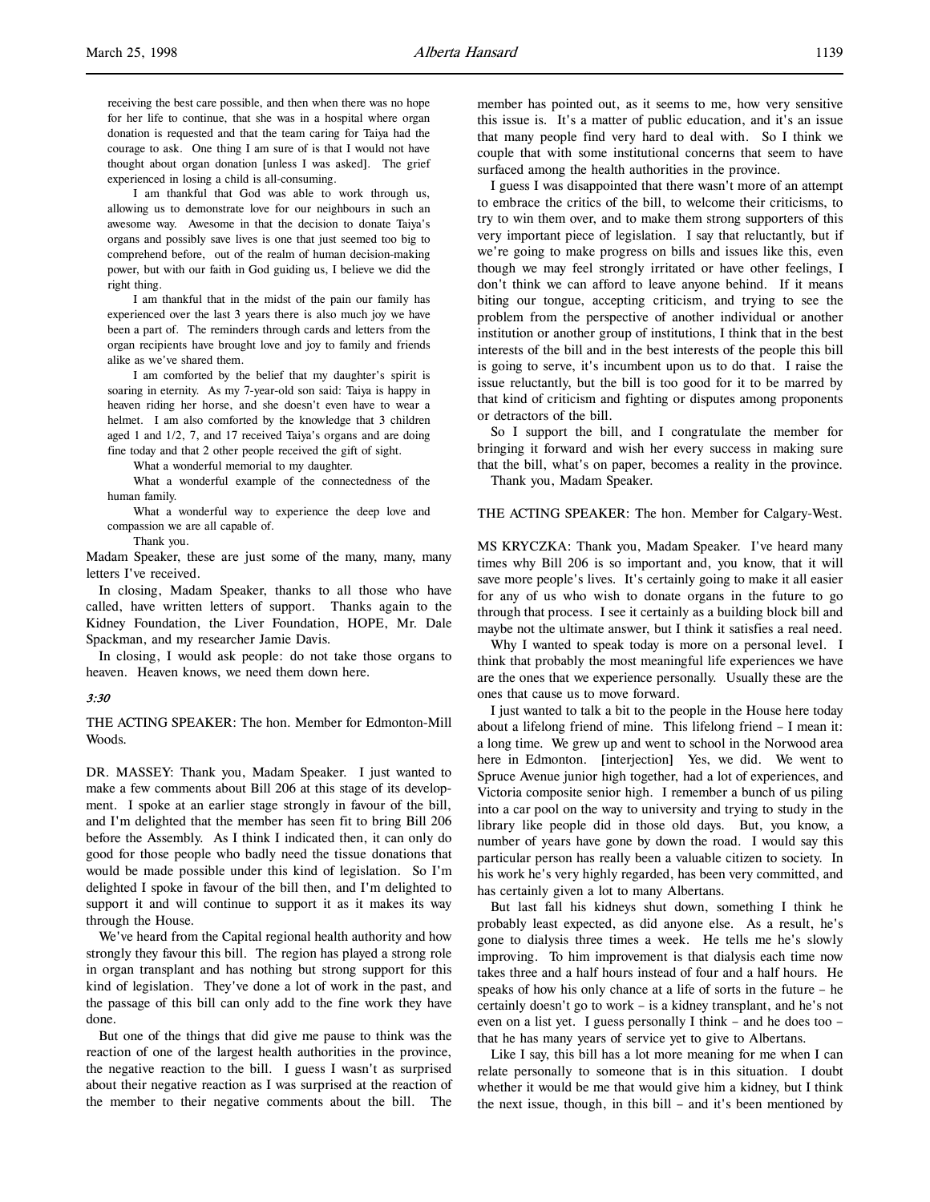receiving the best care possible, and then when there was no hope for her life to continue, that she was in a hospital where organ donation is requested and that the team caring for Taiya had the courage to ask. One thing I am sure of is that I would not have thought about organ donation [unless I was asked]. The grief experienced in losing a child is all-consuming.

I am thankful that God was able to work through us, allowing us to demonstrate love for our neighbours in such an awesome way. Awesome in that the decision to donate Taiya's organs and possibly save lives is one that just seemed too big to comprehend before, out of the realm of human decision-making power, but with our faith in God guiding us, I believe we did the right thing.

I am thankful that in the midst of the pain our family has experienced over the last 3 years there is also much joy we have been a part of. The reminders through cards and letters from the organ recipients have brought love and joy to family and friends alike as we've shared them.

I am comforted by the belief that my daughter's spirit is soaring in eternity. As my 7-year-old son said: Taiya is happy in heaven riding her horse, and she doesn't even have to wear a helmet. I am also comforted by the knowledge that 3 children aged 1 and 1/2, 7, and 17 received Taiya's organs and are doing fine today and that 2 other people received the gift of sight.

What a wonderful memorial to my daughter.

What a wonderful example of the connectedness of the human family.

What a wonderful way to experience the deep love and compassion we are all capable of.

Thank you.

Madam Speaker, these are just some of the many, many, many letters I've received.

In closing, Madam Speaker, thanks to all those who have called, have written letters of support. Thanks again to the Kidney Foundation, the Liver Foundation, HOPE, Mr. Dale Spackman, and my researcher Jamie Davis.

In closing, I would ask people: do not take those organs to heaven. Heaven knows, we need them down here.

*3:30*

THE ACTING SPEAKER: The hon. Member for Edmonton-Mill Woods.

DR. MASSEY: Thank you, Madam Speaker. I just wanted to make a few comments about Bill 206 at this stage of its development. I spoke at an earlier stage strongly in favour of the bill, and I'm delighted that the member has seen fit to bring Bill 206 before the Assembly. As I think I indicated then, it can only do good for those people who badly need the tissue donations that would be made possible under this kind of legislation. So I'm delighted I spoke in favour of the bill then, and I'm delighted to support it and will continue to support it as it makes its way through the House.

We've heard from the Capital regional health authority and how strongly they favour this bill. The region has played a strong role in organ transplant and has nothing but strong support for this kind of legislation. They've done a lot of work in the past, and the passage of this bill can only add to the fine work they have done.

But one of the things that did give me pause to think was the reaction of one of the largest health authorities in the province, the negative reaction to the bill. I guess I wasn't as surprised about their negative reaction as I was surprised at the reaction of the member to their negative comments about the bill. The member has pointed out, as it seems to me, how very sensitive this issue is. It's a matter of public education, and it's an issue that many people find very hard to deal with. So I think we couple that with some institutional concerns that seem to have surfaced among the health authorities in the province.

I guess I was disappointed that there wasn't more of an attempt to embrace the critics of the bill, to welcome their criticisms, to try to win them over, and to make them strong supporters of this very important piece of legislation. I say that reluctantly, but if we're going to make progress on bills and issues like this, even though we may feel strongly irritated or have other feelings, I don't think we can afford to leave anyone behind. If it means biting our tongue, accepting criticism, and trying to see the problem from the perspective of another individual or another institution or another group of institutions, I think that in the best interests of the bill and in the best interests of the people this bill is going to serve, it's incumbent upon us to do that. I raise the issue reluctantly, but the bill is too good for it to be marred by that kind of criticism and fighting or disputes among proponents or detractors of the bill.

So I support the bill, and I congratulate the member for bringing it forward and wish her every success in making sure that the bill, what's on paper, becomes a reality in the province.

Thank you, Madam Speaker.

THE ACTING SPEAKER: The hon. Member for Calgary-West.

MS KRYCZKA: Thank you, Madam Speaker. I've heard many times why Bill 206 is so important and, you know, that it will save more people's lives. It's certainly going to make it all easier for any of us who wish to donate organs in the future to go through that process. I see it certainly as a building block bill and maybe not the ultimate answer, but I think it satisfies a real need.

Why I wanted to speak today is more on a personal level. I think that probably the most meaningful life experiences we have are the ones that we experience personally. Usually these are the ones that cause us to move forward.

I just wanted to talk a bit to the people in the House here today about a lifelong friend of mine. This lifelong friend – I mean it: a long time. We grew up and went to school in the Norwood area here in Edmonton. [interjection] Yes, we did. We went to Spruce Avenue junior high together, had a lot of experiences, and Victoria composite senior high. I remember a bunch of us piling into a car pool on the way to university and trying to study in the library like people did in those old days. But, you know, a number of years have gone by down the road. I would say this particular person has really been a valuable citizen to society. In his work he's very highly regarded, has been very committed, and has certainly given a lot to many Albertans.

But last fall his kidneys shut down, something I think he probably least expected, as did anyone else. As a result, he's gone to dialysis three times a week. He tells me he's slowly improving. To him improvement is that dialysis each time now takes three and a half hours instead of four and a half hours. He speaks of how his only chance at a life of sorts in the future – he certainly doesn't go to work – is a kidney transplant, and he's not even on a list yet. I guess personally I think – and he does too – that he has many years of service yet to give to Albertans.

Like I say, this bill has a lot more meaning for me when I can relate personally to someone that is in this situation. I doubt whether it would be me that would give him a kidney, but I think the next issue, though, in this bill – and it's been mentioned by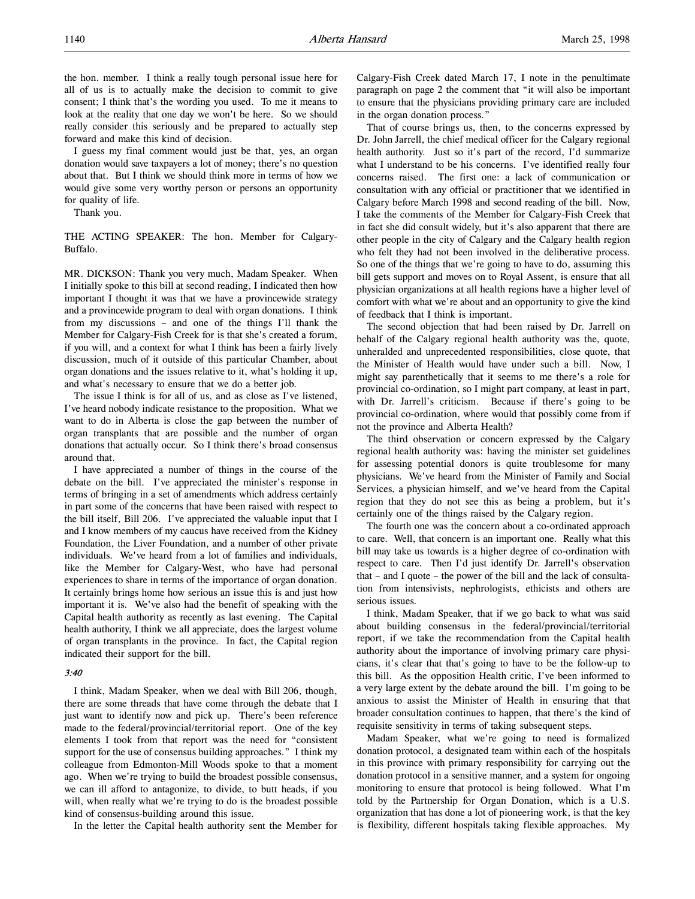the hon. member. I think a really tough personal issue here for all of us is to actually make the decision to commit to give consent; I think that's the wording you used. To me it means to look at the reality that one day we won't be here. So we should really consider this seriously and be prepared to actually step forward and make this kind of decision.

I guess my final comment would just be that, yes, an organ donation would save taxpayers a lot of money; there's no question about that. But I think we should think more in terms of how we would give some very worthy person or persons an opportunity for quality of life.

Thank you.

THE ACTING SPEAKER: The hon. Member for Calgary-Buffalo.

MR. DICKSON: Thank you very much, Madam Speaker. When I initially spoke to this bill at second reading, I indicated then how important I thought it was that we have a provincewide strategy and a provincewide program to deal with organ donations. I think from my discussions – and one of the things I'll thank the Member for Calgary-Fish Creek for is that she's created a forum, if you will, and a context for what I think has been a fairly lively discussion, much of it outside of this particular Chamber, about organ donations and the issues relative to it, what's holding it up, and what's necessary to ensure that we do a better job.

The issue I think is for all of us, and as close as I've listened, I've heard nobody indicate resistance to the proposition. What we want to do in Alberta is close the gap between the number of organ transplants that are possible and the number of organ donations that actually occur. So I think there's broad consensus around that.

I have appreciated a number of things in the course of the debate on the bill. I've appreciated the minister's response in terms of bringing in a set of amendments which address certainly in part some of the concerns that have been raised with respect to the bill itself, Bill 206. I've appreciated the valuable input that I and I know members of my caucus have received from the Kidney Foundation, the Liver Foundation, and a number of other private individuals. We've heard from a lot of families and individuals, like the Member for Calgary-West, who have had personal experiences to share in terms of the importance of organ donation. It certainly brings home how serious an issue this is and just how important it is. We've also had the benefit of speaking with the Capital health authority as recently as last evening. The Capital health authority, I think we all appreciate, does the largest volume of organ transplants in the province. In fact, the Capital region indicated their support for the bill.

*3:40*

I think, Madam Speaker, when we deal with Bill 206, though, there are some threads that have come through the debate that I just want to identify now and pick up. There's been reference made to the federal/provincial/territorial report. One of the key elements I took from that report was the need for "consistent support for the use of consensus building approaches." I think my colleague from Edmonton-Mill Woods spoke to that a moment ago. When we're trying to build the broadest possible consensus, we can ill afford to antagonize, to divide, to butt heads, if you will, when really what we're trying to do is the broadest possible kind of consensus-building around this issue.

In the letter the Capital health authority sent the Member for Calgary-Fish Creek dated March 17, I note in the penultimate paragraph on page 2 the comment that "it will also be important to ensure that the physicians providing primary care are included in the organ donation process."

That of course brings us, then, to the concerns expressed by Dr. John Jarrell, the chief medical officer for the Calgary regional health authority. Just so it's part of the record, I'd summarize what I understand to be his concerns. I've identified really four concerns raised. The first one: a lack of communication or consultation with any official or practitioner that we identified in Calgary before March 1998 and second reading of the bill. Now, I take the comments of the Member for Calgary-Fish Creek that in fact she did consult widely, but it's also apparent that there are other people in the city of Calgary and the Calgary health region who felt they had not been involved in the deliberative process. So one of the things that we're going to have to do, assuming this bill gets support and moves on to Royal Assent, is ensure that all physician organizations at all health regions have a higher level of comfort with what we're about and an opportunity to give the kind of feedback that I think is important.

The second objection that had been raised by Dr. Jarrell on behalf of the Calgary regional health authority was the, quote, unheralded and unprecedented responsibilities, close quote, that the Minister of Health would have under such a bill. Now, I might say parenthetically that it seems to me there's a role for provincial co-ordination, so I might part company, at least in part, with Dr. Jarrell's criticism. Because if there's going to be provincial co-ordination, where would that possibly come from if not the province and Alberta Health?

The third observation or concern expressed by the Calgary regional health authority was: having the minister set guidelines for assessing potential donors is quite troublesome for many physicians. We've heard from the Minister of Family and Social Services, a physician himself, and we've heard from the Capital region that they do not see this as being a problem, but it's certainly one of the things raised by the Calgary region.

The fourth one was the concern about a co-ordinated approach to care. Well, that concern is an important one. Really what this bill may take us towards is a higher degree of co-ordination with respect to care. Then I'd just identify Dr. Jarrell's observation that – and I quote – the power of the bill and the lack of consultation from intensivists, nephrologists, ethicists and others are serious issues.

I think, Madam Speaker, that if we go back to what was said about building consensus in the federal/provincial/territorial report, if we take the recommendation from the Capital health authority about the importance of involving primary care physicians, it's clear that that's going to have to be the follow-up to this bill. As the opposition Health critic, I've been informed to a very large extent by the debate around the bill. I'm going to be anxious to assist the Minister of Health in ensuring that that broader consultation continues to happen, that there's the kind of requisite sensitivity in terms of taking subsequent steps.

Madam Speaker, what we're going to need is formalized donation protocol, a designated team within each of the hospitals in this province with primary responsibility for carrying out the donation protocol in a sensitive manner, and a system for ongoing monitoring to ensure that protocol is being followed. What I'm told by the Partnership for Organ Donation, which is a U.S. organization that has done a lot of pioneering work, is that the key is flexibility, different hospitals taking flexible approaches. My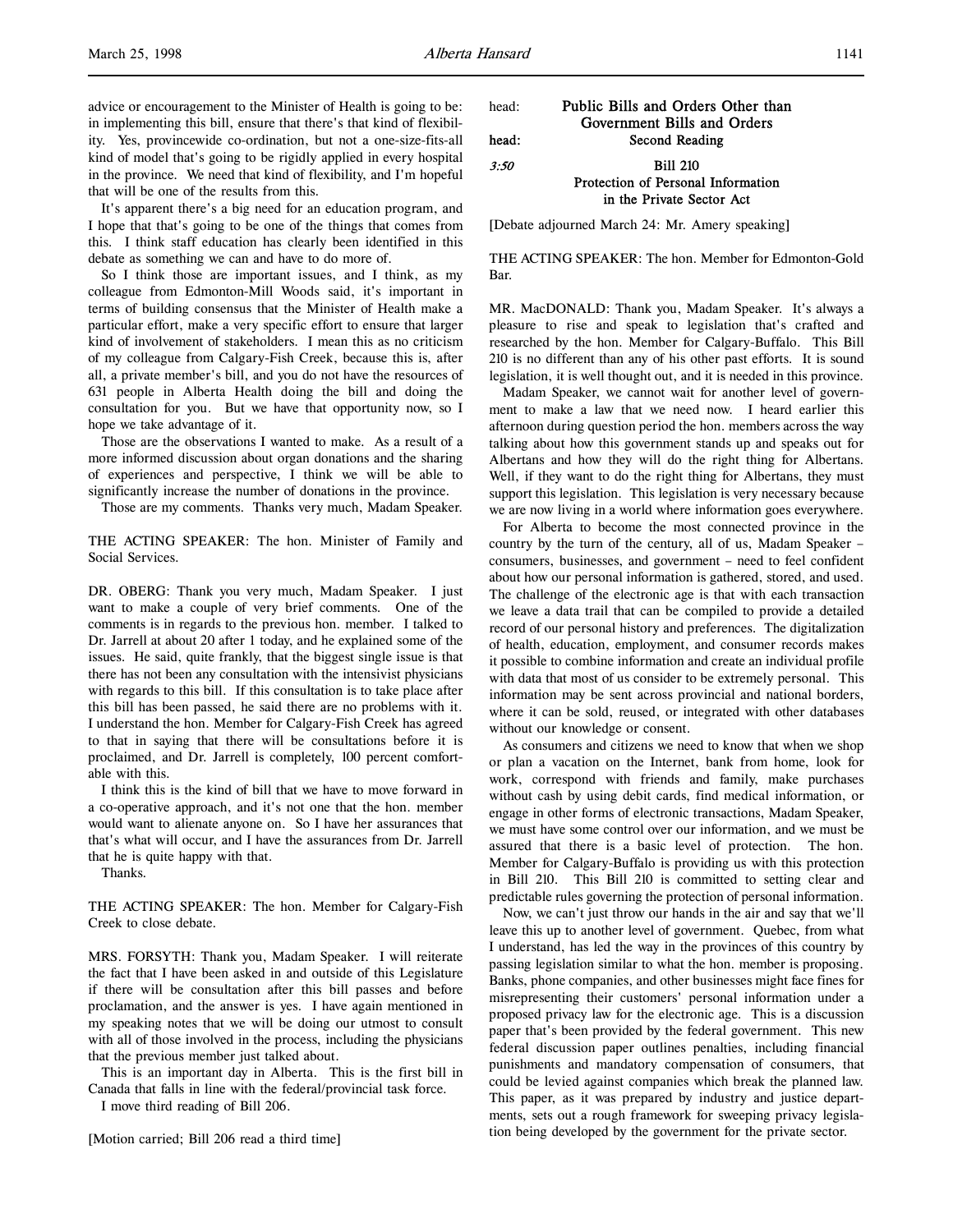advice or encouragement to the Minister of Health is going to be: in implementing this bill, ensure that there's that kind of flexibility. Yes, provincewide co-ordination, but not a one-size-fits-all kind of model that's going to be rigidly applied in every hospital in the province. We need that kind of flexibility, and I'm hopeful that will be one of the results from this.

It's apparent there's a big need for an education program, and I hope that that's going to be one of the things that comes from this. I think staff education has clearly been identified in this debate as something we can and have to do more of.

So I think those are important issues, and I think, as my colleague from Edmonton-Mill Woods said, it's important in terms of building consensus that the Minister of Health make a particular effort, make a very specific effort to ensure that larger kind of involvement of stakeholders. I mean this as no criticism of my colleague from Calgary-Fish Creek, because this is, after all, a private member's bill, and you do not have the resources of 631 people in Alberta Health doing the bill and doing the consultation for you. But we have that opportunity now, so I hope we take advantage of it.

Those are the observations I wanted to make. As a result of a more informed discussion about organ donations and the sharing of experiences and perspective, I think we will be able to significantly increase the number of donations in the province.

Those are my comments. Thanks very much, Madam Speaker.

THE ACTING SPEAKER: The hon. Minister of Family and Social Services.

DR. OBERG: Thank you very much, Madam Speaker. I just want to make a couple of very brief comments. One of the comments is in regards to the previous hon. member. I talked to Dr. Jarrell at about 20 after 1 today, and he explained some of the issues. He said, quite frankly, that the biggest single issue is that there has not been any consultation with the intensivist physicians with regards to this bill. If this consultation is to take place after this bill has been passed, he said there are no problems with it. I understand the hon. Member for Calgary-Fish Creek has agreed to that in saying that there will be consultations before it is proclaimed, and Dr. Jarrell is completely, 100 percent comfortable with this.

I think this is the kind of bill that we have to move forward in a co-operative approach, and it's not one that the hon. member would want to alienate anyone on. So I have her assurances that that's what will occur, and I have the assurances from Dr. Jarrell that he is quite happy with that.

Thanks.

THE ACTING SPEAKER: The hon. Member for Calgary-Fish Creek to close debate.

MRS. FORSYTH: Thank you, Madam Speaker. I will reiterate the fact that I have been asked in and outside of this Legislature if there will be consultation after this bill passes and before proclamation, and the answer is yes. I have again mentioned in my speaking notes that we will be doing our utmost to consult with all of those involved in the process, including the physicians that the previous member just talked about.

This is an important day in Alberta. This is the first bill in Canada that falls in line with the federal/provincial task force.

I move third reading of Bill 206.

[Motion carried; Bill 206 read a third time]

head: **Public Bills and Orders Other than Government Bills and Orders**

head: **Second Reading**

*3:50* **Bill 210**
**Protection of Personal Information in the Private Sector Act**

[Debate adjourned March 24: Mr. Amery speaking]

THE ACTING SPEAKER: The hon. Member for Edmonton-Gold Bar.

MR. MacDONALD: Thank you, Madam Speaker. It's always a pleasure to rise and speak to legislation that's crafted and researched by the hon. Member for Calgary-Buffalo. This Bill 210 is no different than any of his other past efforts. It is sound legislation, it is well thought out, and it is needed in this province.

Madam Speaker, we cannot wait for another level of government to make a law that we need now. I heard earlier this afternoon during question period the hon. members across the way talking about how this government stands up and speaks out for Albertans and how they will do the right thing for Albertans. Well, if they want to do the right thing for Albertans, they must support this legislation. This legislation is very necessary because we are now living in a world where information goes everywhere.

For Alberta to become the most connected province in the country by the turn of the century, all of us, Madam Speaker – consumers, businesses, and government – need to feel confident about how our personal information is gathered, stored, and used. The challenge of the electronic age is that with each transaction we leave a data trail that can be compiled to provide a detailed record of our personal history and preferences. The digitalization of health, education, employment, and consumer records makes it possible to combine information and create an individual profile with data that most of us consider to be extremely personal. This information may be sent across provincial and national borders, where it can be sold, reused, or integrated with other databases without our knowledge or consent.

As consumers and citizens we need to know that when we shop or plan a vacation on the Internet, bank from home, look for work, correspond with friends and family, make purchases without cash by using debit cards, find medical information, or engage in other forms of electronic transactions, Madam Speaker, we must have some control over our information, and we must be assured that there is a basic level of protection. The hon. Member for Calgary-Buffalo is providing us with this protection in Bill 210. This Bill 210 is committed to setting clear and predictable rules governing the protection of personal information.

Now, we can't just throw our hands in the air and say that we'll leave this up to another level of government. Quebec, from what I understand, has led the way in the provinces of this country by passing legislation similar to what the hon. member is proposing. Banks, phone companies, and other businesses might face fines for misrepresenting their customers' personal information under a proposed privacy law for the electronic age. This is a discussion paper that's been provided by the federal government. This new federal discussion paper outlines penalties, including financial punishments and mandatory compensation of consumers, that could be levied against companies which break the planned law. This paper, as it was prepared by industry and justice departments, sets out a rough framework for sweeping privacy legislation being developed by the government for the private sector.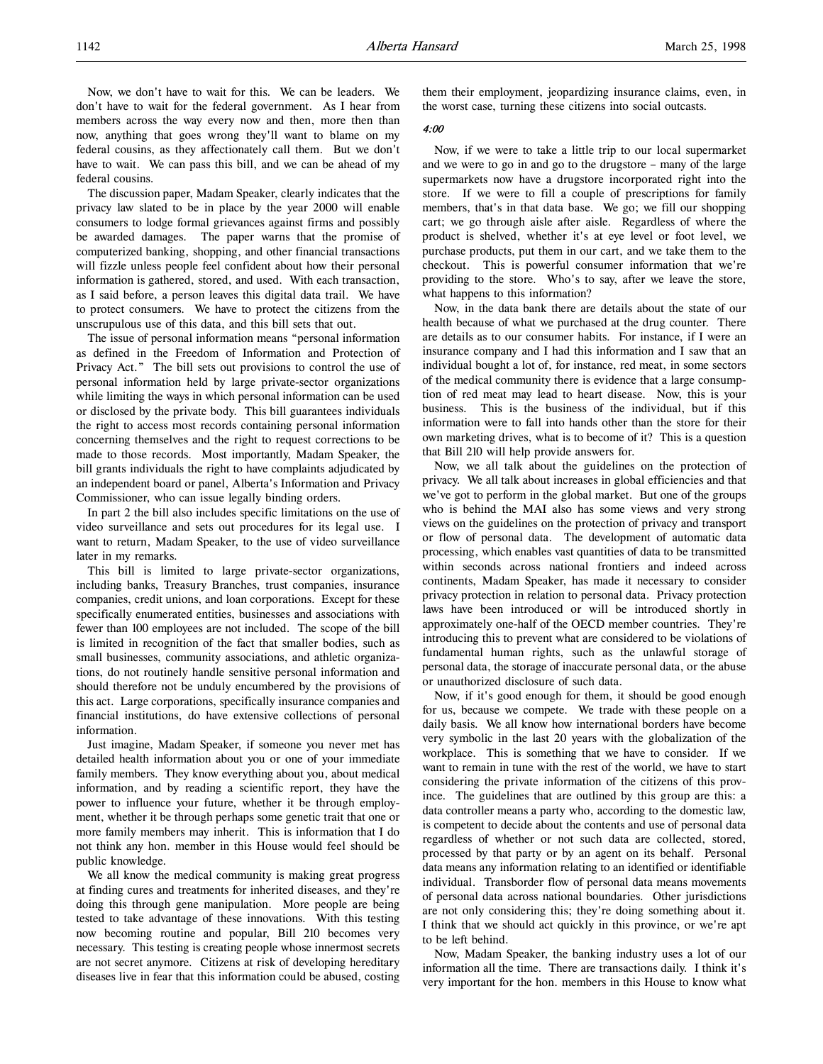Now, we don't have to wait for this. We can be leaders. We don't have to wait for the federal government. As I hear from members across the way every now and then, more then than now, anything that goes wrong they'll want to blame on my federal cousins, as they affectionately call them. But we don't have to wait. We can pass this bill, and we can be ahead of my federal cousins.

The discussion paper, Madam Speaker, clearly indicates that the privacy law slated to be in place by the year 2000 will enable consumers to lodge formal grievances against firms and possibly be awarded damages. The paper warns that the promise of computerized banking, shopping, and other financial transactions will fizzle unless people feel confident about how their personal information is gathered, stored, and used. With each transaction, as I said before, a person leaves this digital data trail. We have to protect consumers. We have to protect the citizens from the unscrupulous use of this data, and this bill sets that out.

The issue of personal information means "personal information as defined in the Freedom of Information and Protection of Privacy Act." The bill sets out provisions to control the use of personal information held by large private-sector organizations while limiting the ways in which personal information can be used or disclosed by the private body. This bill guarantees individuals the right to access most records containing personal information concerning themselves and the right to request corrections to be made to those records. Most importantly, Madam Speaker, the bill grants individuals the right to have complaints adjudicated by an independent board or panel, Alberta's Information and Privacy Commissioner, who can issue legally binding orders.

In part 2 the bill also includes specific limitations on the use of video surveillance and sets out procedures for its legal use. I want to return, Madam Speaker, to the use of video surveillance later in my remarks.

This bill is limited to large private-sector organizations, including banks, Treasury Branches, trust companies, insurance companies, credit unions, and loan corporations. Except for these specifically enumerated entities, businesses and associations with fewer than 100 employees are not included. The scope of the bill is limited in recognition of the fact that smaller bodies, such as small businesses, community associations, and athletic organizations, do not routinely handle sensitive personal information and should therefore not be unduly encumbered by the provisions of this act. Large corporations, specifically insurance companies and financial institutions, do have extensive collections of personal information.

Just imagine, Madam Speaker, if someone you never met has detailed health information about you or one of your immediate family members. They know everything about you, about medical information, and by reading a scientific report, they have the power to influence your future, whether it be through employment, whether it be through perhaps some genetic trait that one or more family members may inherit. This is information that I do not think any hon. member in this House would feel should be public knowledge.

We all know the medical community is making great progress at finding cures and treatments for inherited diseases, and they're doing this through gene manipulation. More people are being tested to take advantage of these innovations. With this testing now becoming routine and popular, Bill 210 becomes very necessary. This testing is creating people whose innermost secrets are not secret anymore. Citizens at risk of developing hereditary diseases live in fear that this information could be abused, costing them their employment, jeopardizing insurance claims, even, in the worst case, turning these citizens into social outcasts.

*4:00*

Now, if we were to take a little trip to our local supermarket and we were to go in and go to the drugstore – many of the large supermarkets now have a drugstore incorporated right into the store. If we were to fill a couple of prescriptions for family members, that's in that data base. We go; we fill our shopping cart; we go through aisle after aisle. Regardless of where the product is shelved, whether it's at eye level or foot level, we purchase products, put them in our cart, and we take them to the checkout. This is powerful consumer information that we're providing to the store. Who's to say, after we leave the store, what happens to this information?

Now, in the data bank there are details about the state of our health because of what we purchased at the drug counter. There are details as to our consumer habits. For instance, if I were an insurance company and I had this information and I saw that an individual bought a lot of, for instance, red meat, in some sectors of the medical community there is evidence that a large consumption of red meat may lead to heart disease. Now, this is your business. This is the business of the individual, but if this information were to fall into hands other than the store for their own marketing drives, what is to become of it? This is a question that Bill 210 will help provide answers for.

Now, we all talk about the guidelines on the protection of privacy. We all talk about increases in global efficiencies and that we've got to perform in the global market. But one of the groups who is behind the MAI also has some views and very strong views on the guidelines on the protection of privacy and transport or flow of personal data. The development of automatic data processing, which enables vast quantities of data to be transmitted within seconds across national frontiers and indeed across continents, Madam Speaker, has made it necessary to consider privacy protection in relation to personal data. Privacy protection laws have been introduced or will be introduced shortly in approximately one-half of the OECD member countries. They're introducing this to prevent what are considered to be violations of fundamental human rights, such as the unlawful storage of personal data, the storage of inaccurate personal data, or the abuse or unauthorized disclosure of such data.

Now, if it's good enough for them, it should be good enough for us, because we compete. We trade with these people on a daily basis. We all know how international borders have become very symbolic in the last 20 years with the globalization of the workplace. This is something that we have to consider. If we want to remain in tune with the rest of the world, we have to start considering the private information of the citizens of this province. The guidelines that are outlined by this group are this: a data controller means a party who, according to the domestic law, is competent to decide about the contents and use of personal data regardless of whether or not such data are collected, stored, processed by that party or by an agent on its behalf. Personal data means any information relating to an identified or identifiable individual. Transborder flow of personal data means movements of personal data across national boundaries. Other jurisdictions are not only considering this; they're doing something about it. I think that we should act quickly in this province, or we're apt to be left behind.

Now, Madam Speaker, the banking industry uses a lot of our information all the time. There are transactions daily. I think it's very important for the hon. members in this House to know what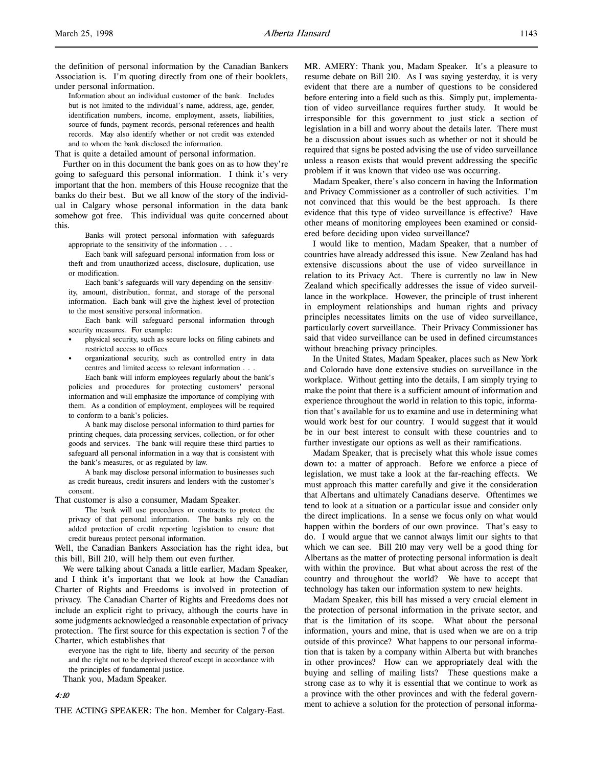the definition of personal information by the Canadian Bankers Association is. I'm quoting directly from one of their booklets, under personal information.

> Information about an individual customer of the bank. Includes but is not limited to the individual's name, address, age, gender, identification numbers, income, employment, assets, liabilities, source of funds, payment records, personal references and health records. May also identify whether or not credit was extended and to whom the bank disclosed the information.

That is quite a detailed amount of personal information.

Further on in this document the bank goes on as to how they're going to safeguard this personal information. I think it's very important that the hon. members of this House recognize that the banks do their best. But we all know of the story of the individual in Calgary whose personal information in the data bank somehow got free. This individual was quite concerned about this.

> Banks will protect personal information with safeguards appropriate to the sensitivity of the information . . .
>
> Each bank will safeguard personal information from loss or theft and from unauthorized access, disclosure, duplication, use or modification.
>
> Each bank's safeguards will vary depending on the sensitivity, amount, distribution, format, and storage of the personal information. Each bank will give the highest level of protection to the most sensitive personal information.
>
> Each bank will safeguard personal information through security measures. For example:
>
> - physical security, such as secure locks on filing cabinets and restricted access to offices
> - organizational security, such as controlled entry in data centres and limited access to relevant information . . .
>
> Each bank will inform employees regularly about the bank's policies and procedures for protecting customers' personal information and will emphasize the importance of complying with them. As a condition of employment, employees will be required to conform to a bank's policies.
>
> A bank may disclose personal information to third parties for printing cheques, data processing services, collection, or for other goods and services. The bank will require these third parties to safeguard all personal information in a way that is consistent with the bank's measures, or as regulated by law.
>
> A bank may disclose personal information to businesses such as credit bureaus, credit insurers and lenders with the customer's consent.

That customer is also a consumer, Madam Speaker.

> The bank will use procedures or contracts to protect the privacy of that personal information. The banks rely on the added protection of credit reporting legislation to ensure that credit bureaus protect personal information.

Well, the Canadian Bankers Association has the right idea, but this bill, Bill 210, will help them out even further.

We were talking about Canada a little earlier, Madam Speaker, and I think it's important that we look at how the Canadian Charter of Rights and Freedoms is involved in protection of privacy. The Canadian Charter of Rights and Freedoms does not include an explicit right to privacy, although the courts have in some judgments acknowledged a reasonable expectation of privacy protection. The first source for this expectation is section 7 of the Charter, which establishes that

> everyone has the right to life, liberty and security of the person and the right not to be deprived thereof except in accordance with the principles of fundamental justice.

Thank you, Madam Speaker.

*4:10*

THE ACTING SPEAKER: The hon. Member for Calgary-East.

MR. AMERY: Thank you, Madam Speaker. It's a pleasure to resume debate on Bill 210. As I was saying yesterday, it is very evident that there are a number of questions to be considered before entering into a field such as this. Simply put, implementation of video surveillance requires further study. It would be irresponsible for this government to just stick a section of legislation in a bill and worry about the details later. There must be a discussion about issues such as whether or not it should be required that signs be posted advising the use of video surveillance unless a reason exists that would prevent addressing the specific problem if it was known that video use was occurring.

Madam Speaker, there's also concern in having the Information and Privacy Commissioner as a controller of such activities. I'm not convinced that this would be the best approach. Is there evidence that this type of video surveillance is effective? Have other means of monitoring employees been examined or considered before deciding upon video surveillance?

I would like to mention, Madam Speaker, that a number of countries have already addressed this issue. New Zealand has had extensive discussions about the use of video surveillance in relation to its Privacy Act. There is currently no law in New Zealand which specifically addresses the issue of video surveillance in the workplace. However, the principle of trust inherent in employment relationships and human rights and privacy principles necessitates limits on the use of video surveillance, particularly covert surveillance. Their Privacy Commissioner has said that video surveillance can be used in defined circumstances without breaching privacy principles.

In the United States, Madam Speaker, places such as New York and Colorado have done extensive studies on surveillance in the workplace. Without getting into the details, I am simply trying to make the point that there is a sufficient amount of information and experience throughout the world in relation to this topic, information that's available for us to examine and use in determining what would work best for our country. I would suggest that it would be in our best interest to consult with these countries and to further investigate our options as well as their ramifications.

Madam Speaker, that is precisely what this whole issue comes down to: a matter of approach. Before we enforce a piece of legislation, we must take a look at the far-reaching effects. We must approach this matter carefully and give it the consideration that Albertans and ultimately Canadians deserve. Oftentimes we tend to look at a situation or a particular issue and consider only the direct implications. In a sense we focus only on what would happen within the borders of our own province. That's easy to do. I would argue that we cannot always limit our sights to that which we can see. Bill 210 may very well be a good thing for Albertans as the matter of protecting personal information is dealt with within the province. But what about across the rest of the country and throughout the world? We have to accept that technology has taken our information system to new heights.

Madam Speaker, this bill has missed a very crucial element in the protection of personal information in the private sector, and that is the limitation of its scope. What about the personal information, yours and mine, that is used when we are on a trip outside of this province? What happens to our personal information that is taken by a company within Alberta but with branches in other provinces? How can we appropriately deal with the buying and selling of mailing lists? These questions make a strong case as to why it is essential that we continue to work as a province with the other provinces and with the federal government to achieve a solution for the protection of personal informa-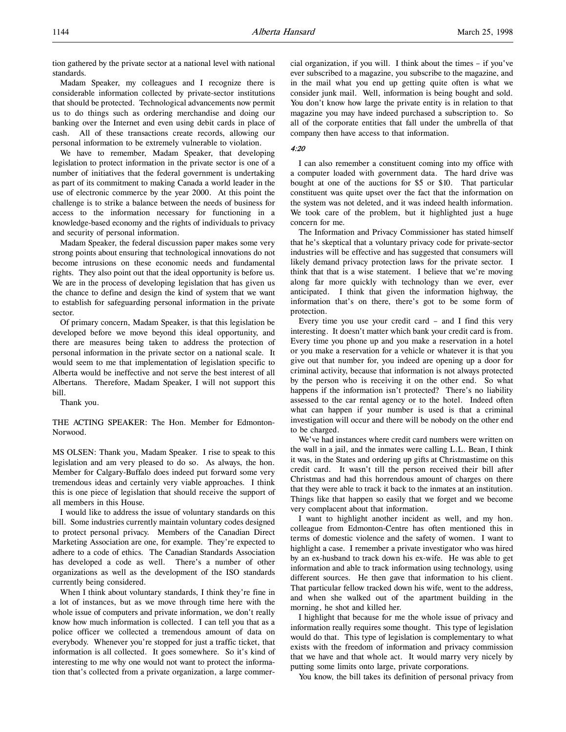tion gathered by the private sector at a national level with national standards.

Madam Speaker, my colleagues and I recognize there is considerable information collected by private-sector institutions that should be protected. Technological advancements now permit us to do things such as ordering merchandise and doing our banking over the Internet and even using debit cards in place of cash. All of these transactions create records, allowing our personal information to be extremely vulnerable to violation.

We have to remember, Madam Speaker, that developing legislation to protect information in the private sector is one of a number of initiatives that the federal government is undertaking as part of its commitment to making Canada a world leader in the use of electronic commerce by the year 2000. At this point the challenge is to strike a balance between the needs of business for access to the information necessary for functioning in a knowledge-based economy and the rights of individuals to privacy and security of personal information.

Madam Speaker, the federal discussion paper makes some very strong points about ensuring that technological innovations do not become intrusions on these economic needs and fundamental rights. They also point out that the ideal opportunity is before us. We are in the process of developing legislation that has given us the chance to define and design the kind of system that we want to establish for safeguarding personal information in the private sector.

Of primary concern, Madam Speaker, is that this legislation be developed before we move beyond this ideal opportunity, and there are measures being taken to address the protection of personal information in the private sector on a national scale. It would seem to me that implementation of legislation specific to Alberta would be ineffective and not serve the best interest of all Albertans. Therefore, Madam Speaker, I will not support this bill.

Thank you.

THE ACTING SPEAKER: The Hon. Member for Edmonton-Norwood.

MS OLSEN: Thank you, Madam Speaker. I rise to speak to this legislation and am very pleased to do so. As always, the hon. Member for Calgary-Buffalo does indeed put forward some very tremendous ideas and certainly very viable approaches. I think this is one piece of legislation that should receive the support of all members in this House.

I would like to address the issue of voluntary standards on this bill. Some industries currently maintain voluntary codes designed to protect personal privacy. Members of the Canadian Direct Marketing Association are one, for example. They're expected to adhere to a code of ethics. The Canadian Standards Association has developed a code as well. There's a number of other organizations as well as the development of the ISO standards currently being considered.

When I think about voluntary standards, I think they're fine in a lot of instances, but as we move through time here with the whole issue of computers and private information, we don't really know how much information is collected. I can tell you that as a police officer we collected a tremendous amount of data on everybody. Whenever you're stopped for just a traffic ticket, that information is all collected. It goes somewhere. So it's kind of interesting to me why one would not want to protect the information that's collected from a private organization, a large commercial organization, if you will. I think about the times – if you've ever subscribed to a magazine, you subscribe to the magazine, and in the mail what you end up getting quite often is what we consider junk mail. Well, information is being bought and sold. You don't know how large the private entity is in relation to that magazine you may have indeed purchased a subscription to. So all of the corporate entities that fall under the umbrella of that company then have access to that information.

*4:20*

I can also remember a constituent coming into my office with a computer loaded with government data. The hard drive was bought at one of the auctions for $5 or $10. That particular constituent was quite upset over the fact that the information on the system was not deleted, and it was indeed health information. We took care of the problem, but it highlighted just a huge concern for me.

The Information and Privacy Commissioner has stated himself that he's skeptical that a voluntary privacy code for private-sector industries will be effective and has suggested that consumers will likely demand privacy protection laws for the private sector. I think that that is a wise statement. I believe that we're moving along far more quickly with technology than we ever, ever anticipated. I think that given the information highway, the information that's on there, there's got to be some form of protection.

Every time you use your credit card – and I find this very interesting. It doesn't matter which bank your credit card is from. Every time you phone up and you make a reservation in a hotel or you make a reservation for a vehicle or whatever it is that you give out that number for, you indeed are opening up a door for criminal activity, because that information is not always protected by the person who is receiving it on the other end. So what happens if the information isn't protected? There's no liability assessed to the car rental agency or to the hotel. Indeed often what can happen if your number is used is that a criminal investigation will occur and there will be nobody on the other end to be charged.

We've had instances where credit card numbers were written on the wall in a jail, and the inmates were calling L.L. Bean, I think it was, in the States and ordering up gifts at Christmastime on this credit card. It wasn't till the person received their bill after Christmas and had this horrendous amount of charges on there that they were able to track it back to the inmates at an institution. Things like that happen so easily that we forget and we become very complacent about that information.

I want to highlight another incident as well, and my hon. colleague from Edmonton-Centre has often mentioned this in terms of domestic violence and the safety of women. I want to highlight a case. I remember a private investigator who was hired by an ex-husband to track down his ex-wife. He was able to get information and able to track information using technology, using different sources. He then gave that information to his client. That particular fellow tracked down his wife, went to the address, and when she walked out of the apartment building in the morning, he shot and killed her.

I highlight that because for me the whole issue of privacy and information really requires some thought. This type of legislation would do that. This type of legislation is complementary to what exists with the freedom of information and privacy commission that we have and that whole act. It would marry very nicely by putting some limits onto large, private corporations.

You know, the bill takes its definition of personal privacy from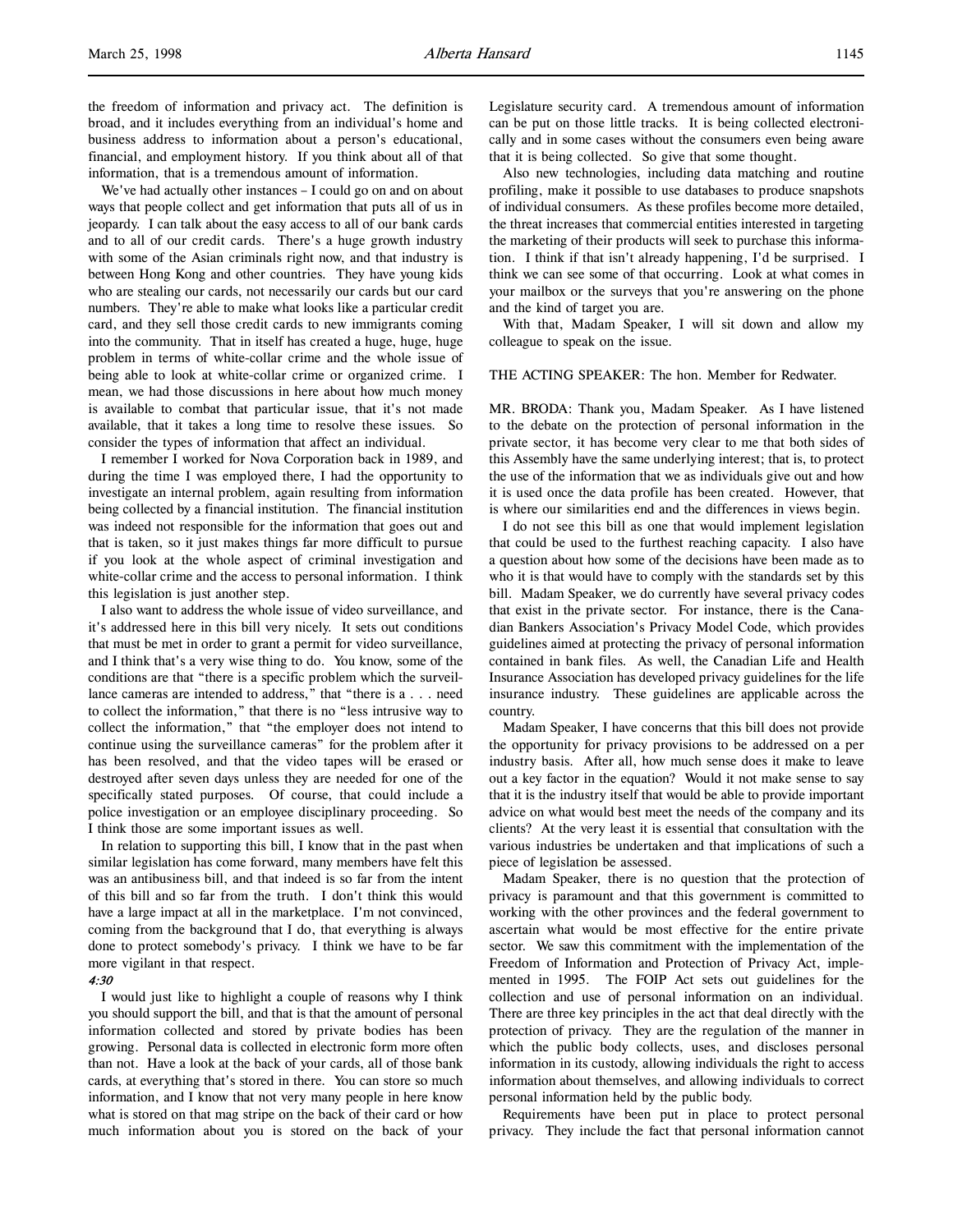the freedom of information and privacy act. The definition is broad, and it includes everything from an individual's home and business address to information about a person's educational, financial, and employment history. If you think about all of that information, that is a tremendous amount of information.

We've had actually other instances – I could go on and on about ways that people collect and get information that puts all of us in jeopardy. I can talk about the easy access to all of our bank cards and to all of our credit cards. There's a huge growth industry with some of the Asian criminals right now, and that industry is between Hong Kong and other countries. They have young kids who are stealing our cards, not necessarily our cards but our card numbers. They're able to make what looks like a particular credit card, and they sell those credit cards to new immigrants coming into the community. That in itself has created a huge, huge, huge problem in terms of white-collar crime and the whole issue of being able to look at white-collar crime or organized crime. I mean, we had those discussions in here about how much money is available to combat that particular issue, that it's not made available, that it takes a long time to resolve these issues. So consider the types of information that affect an individual.

I remember I worked for Nova Corporation back in 1989, and during the time I was employed there, I had the opportunity to investigate an internal problem, again resulting from information being collected by a financial institution. The financial institution was indeed not responsible for the information that goes out and that is taken, so it just makes things far more difficult to pursue if you look at the whole aspect of criminal investigation and white-collar crime and the access to personal information. I think this legislation is just another step.

I also want to address the whole issue of video surveillance, and it's addressed here in this bill very nicely. It sets out conditions that must be met in order to grant a permit for video surveillance, and I think that's a very wise thing to do. You know, some of the conditions are that "there is a specific problem which the surveillance cameras are intended to address," that "there is a . . . need to collect the information," that there is no "less intrusive way to collect the information," that "the employer does not intend to continue using the surveillance cameras" for the problem after it has been resolved, and that the video tapes will be erased or destroyed after seven days unless they are needed for one of the specifically stated purposes. Of course, that could include a police investigation or an employee disciplinary proceeding. So I think those are some important issues as well.

In relation to supporting this bill, I know that in the past when similar legislation has come forward, many members have felt this was an antibusiness bill, and that indeed is so far from the intent of this bill and so far from the truth. I don't think this would have a large impact at all in the marketplace. I'm not convinced, coming from the background that I do, that everything is always done to protect somebody's privacy. I think we have to be far more vigilant in that respect.

*4:30*

I would just like to highlight a couple of reasons why I think you should support the bill, and that is that the amount of personal information collected and stored by private bodies has been growing. Personal data is collected in electronic form more often than not. Have a look at the back of your cards, all of those bank cards, at everything that's stored in there. You can store so much information, and I know that not very many people in here know what is stored on that mag stripe on the back of their card or how much information about you is stored on the back of your Legislature security card. A tremendous amount of information can be put on those little tracks. It is being collected electronically and in some cases without the consumers even being aware that it is being collected. So give that some thought.

Also new technologies, including data matching and routine profiling, make it possible to use databases to produce snapshots of individual consumers. As these profiles become more detailed, the threat increases that commercial entities interested in targeting the marketing of their products will seek to purchase this information. I think if that isn't already happening, I'd be surprised. I think we can see some of that occurring. Look at what comes in your mailbox or the surveys that you're answering on the phone and the kind of target you are.

With that, Madam Speaker, I will sit down and allow my colleague to speak on the issue.

THE ACTING SPEAKER: The hon. Member for Redwater.

MR. BRODA: Thank you, Madam Speaker. As I have listened to the debate on the protection of personal information in the private sector, it has become very clear to me that both sides of this Assembly have the same underlying interest; that is, to protect the use of the information that we as individuals give out and how it is used once the data profile has been created. However, that is where our similarities end and the differences in views begin.

I do not see this bill as one that would implement legislation that could be used to the furthest reaching capacity. I also have a question about how some of the decisions have been made as to who it is that would have to comply with the standards set by this bill. Madam Speaker, we do currently have several privacy codes that exist in the private sector. For instance, there is the Canadian Bankers Association's Privacy Model Code, which provides guidelines aimed at protecting the privacy of personal information contained in bank files. As well, the Canadian Life and Health Insurance Association has developed privacy guidelines for the life insurance industry. These guidelines are applicable across the country.

Madam Speaker, I have concerns that this bill does not provide the opportunity for privacy provisions to be addressed on a per industry basis. After all, how much sense does it make to leave out a key factor in the equation? Would it not make sense to say that it is the industry itself that would be able to provide important advice on what would best meet the needs of the company and its clients? At the very least it is essential that consultation with the various industries be undertaken and that implications of such a piece of legislation be assessed.

Madam Speaker, there is no question that the protection of privacy is paramount and that this government is committed to working with the other provinces and the federal government to ascertain what would be most effective for the entire private sector. We saw this commitment with the implementation of the Freedom of Information and Protection of Privacy Act, implemented in 1995. The FOIP Act sets out guidelines for the collection and use of personal information on an individual. There are three key principles in the act that deal directly with the protection of privacy. They are the regulation of the manner in which the public body collects, uses, and discloses personal information in its custody, allowing individuals the right to access information about themselves, and allowing individuals to correct personal information held by the public body.

Requirements have been put in place to protect personal privacy. They include the fact that personal information cannot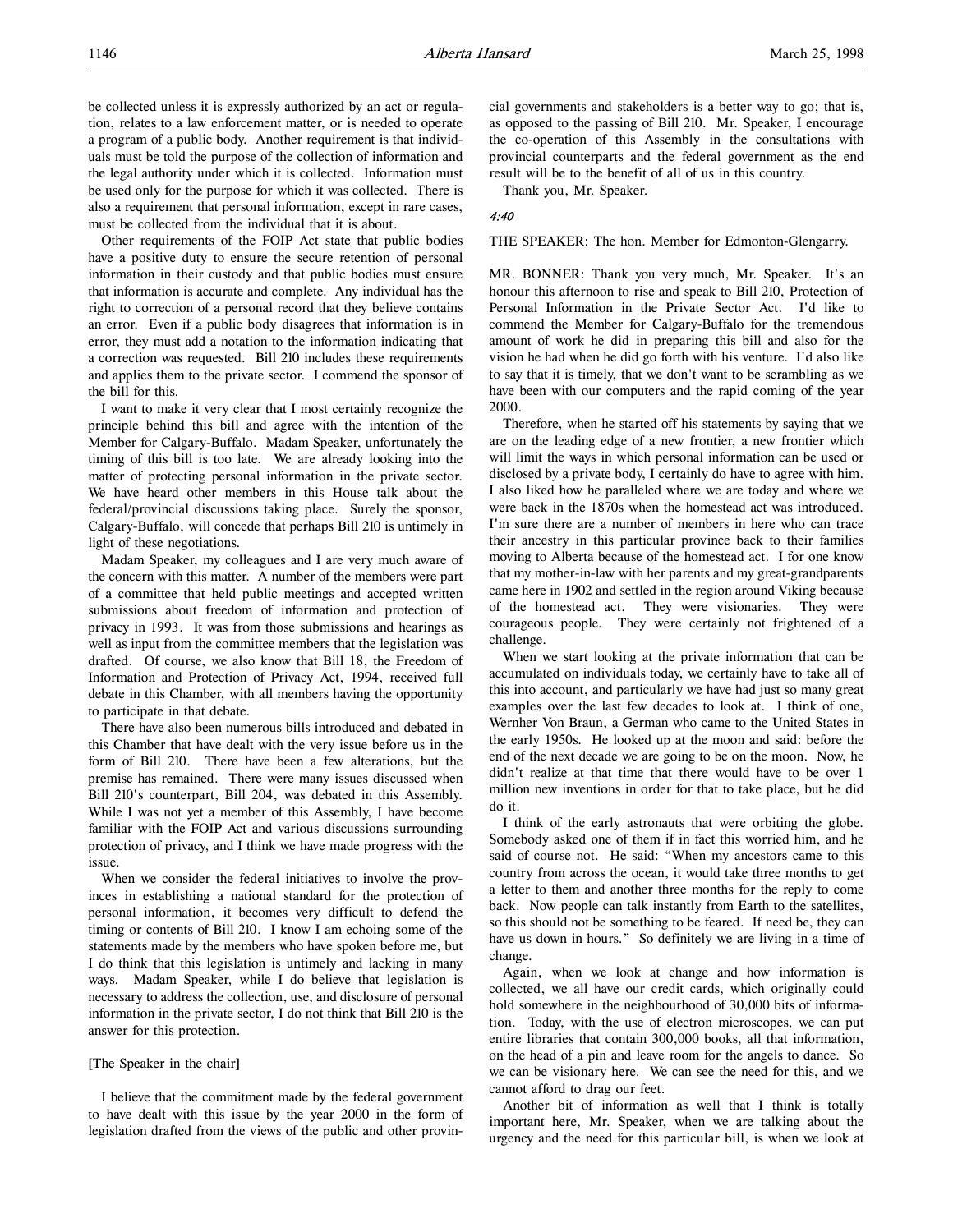be collected unless it is expressly authorized by an act or regulation, relates to a law enforcement matter, or is needed to operate a program of a public body. Another requirement is that individuals must be told the purpose of the collection of information and the legal authority under which it is collected. Information must be used only for the purpose for which it was collected. There is also a requirement that personal information, except in rare cases, must be collected from the individual that it is about.

Other requirements of the FOIP Act state that public bodies have a positive duty to ensure the secure retention of personal information in their custody and that public bodies must ensure that information is accurate and complete. Any individual has the right to correction of a personal record that they believe contains an error. Even if a public body disagrees that information is in error, they must add a notation to the information indicating that a correction was requested. Bill 210 includes these requirements and applies them to the private sector. I commend the sponsor of the bill for this.

I want to make it very clear that I most certainly recognize the principle behind this bill and agree with the intention of the Member for Calgary-Buffalo. Madam Speaker, unfortunately the timing of this bill is too late. We are already looking into the matter of protecting personal information in the private sector. We have heard other members in this House talk about the federal/provincial discussions taking place. Surely the sponsor, Calgary-Buffalo, will concede that perhaps Bill 210 is untimely in light of these negotiations.

Madam Speaker, my colleagues and I are very much aware of the concern with this matter. A number of the members were part of a committee that held public meetings and accepted written submissions about freedom of information and protection of privacy in 1993. It was from those submissions and hearings as well as input from the committee members that the legislation was drafted. Of course, we also know that Bill 18, the Freedom of Information and Protection of Privacy Act, 1994, received full debate in this Chamber, with all members having the opportunity to participate in that debate.

There have also been numerous bills introduced and debated in this Chamber that have dealt with the very issue before us in the form of Bill 210. There have been a few alterations, but the premise has remained. There were many issues discussed when Bill 210's counterpart, Bill 204, was debated in this Assembly. While I was not yet a member of this Assembly, I have become familiar with the FOIP Act and various discussions surrounding protection of privacy, and I think we have made progress with the issue.

When we consider the federal initiatives to involve the provinces in establishing a national standard for the protection of personal information, it becomes very difficult to defend the timing or contents of Bill 210. I know I am echoing some of the statements made by the members who have spoken before me, but I do think that this legislation is untimely and lacking in many ways. Madam Speaker, while I do believe that legislation is necessary to address the collection, use, and disclosure of personal information in the private sector, I do not think that Bill 210 is the answer for this protection.

[The Speaker in the chair]

I believe that the commitment made by the federal government to have dealt with this issue by the year 2000 in the form of legislation drafted from the views of the public and other provincial governments and stakeholders is a better way to go; that is, as opposed to the passing of Bill 210. Mr. Speaker, I encourage the co-operation of this Assembly in the consultations with provincial counterparts and the federal government as the end result will be to the benefit of all of us in this country.

Thank you, Mr. Speaker.

*4:40*

THE SPEAKER: The hon. Member for Edmonton-Glengarry.

MR. BONNER: Thank you very much, Mr. Speaker. It's an honour this afternoon to rise and speak to Bill 210, Protection of Personal Information in the Private Sector Act. I'd like to commend the Member for Calgary-Buffalo for the tremendous amount of work he did in preparing this bill and also for the vision he had when he did go forth with his venture. I'd also like to say that it is timely, that we don't want to be scrambling as we have been with our computers and the rapid coming of the year 2000.

Therefore, when he started off his statements by saying that we are on the leading edge of a new frontier, a new frontier which will limit the ways in which personal information can be used or disclosed by a private body, I certainly do have to agree with him. I also liked how he paralleled where we are today and where we were back in the 1870s when the homestead act was introduced. I'm sure there are a number of members in here who can trace their ancestry in this particular province back to their families moving to Alberta because of the homestead act. I for one know that my mother-in-law with her parents and my great-grandparents came here in 1902 and settled in the region around Viking because of the homestead act. They were visionaries. They were courageous people. They were certainly not frightened of a challenge.

When we start looking at the private information that can be accumulated on individuals today, we certainly have to take all of this into account, and particularly we have had just so many great examples over the last few decades to look at. I think of one, Wernher Von Braun, a German who came to the United States in the early 1950s. He looked up at the moon and said: before the end of the next decade we are going to be on the moon. Now, he didn't realize at that time that there would have to be over 1 million new inventions in order for that to take place, but he did do it.

I think of the early astronauts that were orbiting the globe. Somebody asked one of them if in fact this worried him, and he said of course not. He said: "When my ancestors came to this country from across the ocean, it would take three months to get a letter to them and another three months for the reply to come back. Now people can talk instantly from Earth to the satellites, so this should not be something to be feared. If need be, they can have us down in hours." So definitely we are living in a time of change.

Again, when we look at change and how information is collected, we all have our credit cards, which originally could hold somewhere in the neighbourhood of 30,000 bits of information. Today, with the use of electron microscopes, we can put entire libraries that contain 300,000 books, all that information, on the head of a pin and leave room for the angels to dance. So we can be visionary here. We can see the need for this, and we cannot afford to drag our feet.

Another bit of information as well that I think is totally important here, Mr. Speaker, when we are talking about the urgency and the need for this particular bill, is when we look at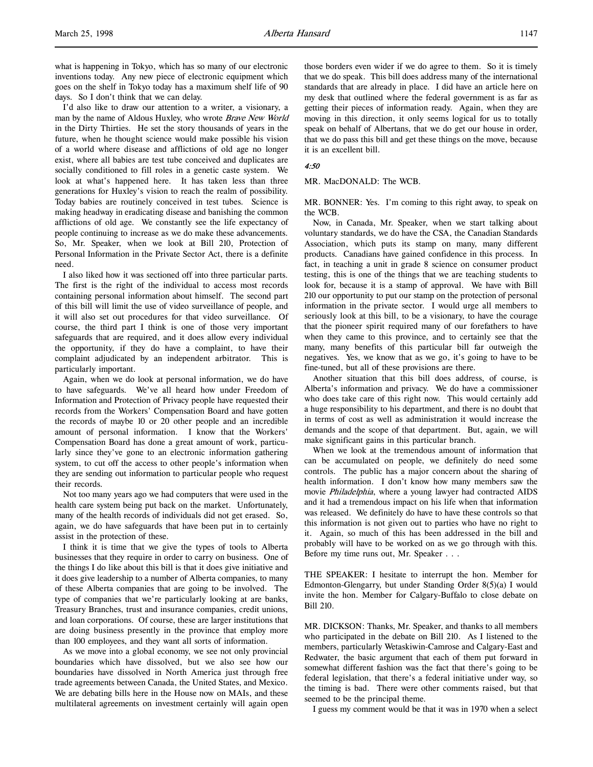what is happening in Tokyo, which has so many of our electronic inventions today. Any new piece of electronic equipment which goes on the shelf in Tokyo today has a maximum shelf life of 90 days. So I don't think that we can delay.

I'd also like to draw our attention to a writer, a visionary, a man by the name of Aldous Huxley, who wrote *Brave New World* in the Dirty Thirties. He set the story thousands of years in the future, when he thought science would make possible his vision of a world where disease and afflictions of old age no longer exist, where all babies are test tube conceived and duplicates are socially conditioned to fill roles in a genetic caste system. We look at what's happened here. It has taken less than three generations for Huxley's vision to reach the realm of possibility. Today babies are routinely conceived in test tubes. Science is making headway in eradicating disease and banishing the common afflictions of old age. We constantly see the life expectancy of people continuing to increase as we do make these advancements. So, Mr. Speaker, when we look at Bill 210, Protection of Personal Information in the Private Sector Act, there is a definite need.

I also liked how it was sectioned off into three particular parts. The first is the right of the individual to access most records containing personal information about himself. The second part of this bill will limit the use of video surveillance of people, and it will also set out procedures for that video surveillance. Of course, the third part I think is one of those very important safeguards that are required, and it does allow every individual the opportunity, if they do have a complaint, to have their complaint adjudicated by an independent arbitrator. This is particularly important.

Again, when we do look at personal information, we do have to have safeguards. We've all heard how under Freedom of Information and Protection of Privacy people have requested their records from the Workers' Compensation Board and have gotten the records of maybe 10 or 20 other people and an incredible amount of personal information. I know that the Workers' Compensation Board has done a great amount of work, particularly since they've gone to an electronic information gathering system, to cut off the access to other people's information when they are sending out information to particular people who request their records.

Not too many years ago we had computers that were used in the health care system being put back on the market. Unfortunately, many of the health records of individuals did not get erased. So, again, we do have safeguards that have been put in to certainly assist in the protection of these.

I think it is time that we give the types of tools to Alberta businesses that they require in order to carry on business. One of the things I do like about this bill is that it does give initiative and it does give leadership to a number of Alberta companies, to many of these Alberta companies that are going to be involved. The type of companies that we're particularly looking at are banks, Treasury Branches, trust and insurance companies, credit unions, and loan corporations. Of course, these are larger institutions that are doing business presently in the province that employ more than 100 employees, and they want all sorts of information.

As we move into a global economy, we see not only provincial boundaries which have dissolved, but we also see how our boundaries have dissolved in North America just through free trade agreements between Canada, the United States, and Mexico. We are debating bills here in the House now on MAIs, and these multilateral agreements on investment certainly will again open those borders even wider if we do agree to them. So it is timely that we do speak. This bill does address many of the international standards that are already in place. I did have an article here on my desk that outlined where the federal government is as far as getting their pieces of information ready. Again, when they are moving in this direction, it only seems logical for us to totally speak on behalf of Albertans, that we do get our house in order, that we do pass this bill and get these things on the move, because it is an excellent bill.

*4:50*

MR. MacDONALD: The WCB.

MR. BONNER: Yes. I'm coming to this right away, to speak on the WCB.

Now, in Canada, Mr. Speaker, when we start talking about voluntary standards, we do have the CSA, the Canadian Standards Association, which puts its stamp on many, many different products. Canadians have gained confidence in this process. In fact, in teaching a unit in grade 8 science on consumer product testing, this is one of the things that we are teaching students to look for, because it is a stamp of approval. We have with Bill 210 our opportunity to put our stamp on the protection of personal information in the private sector. I would urge all members to seriously look at this bill, to be a visionary, to have the courage that the pioneer spirit required many of our forefathers to have when they came to this province, and to certainly see that the many, many benefits of this particular bill far outweigh the negatives. Yes, we know that as we go, it's going to have to be fine-tuned, but all of these provisions are there.

Another situation that this bill does address, of course, is Alberta's information and privacy. We do have a commissioner who does take care of this right now. This would certainly add a huge responsibility to his department, and there is no doubt that in terms of cost as well as administration it would increase the demands and the scope of that department. But, again, we will make significant gains in this particular branch.

When we look at the tremendous amount of information that can be accumulated on people, we definitely do need some controls. The public has a major concern about the sharing of health information. I don't know how many members saw the movie *Philadelphia*, where a young lawyer had contracted AIDS and it had a tremendous impact on his life when that information was released. We definitely do have to have these controls so that this information is not given out to parties who have no right to it. Again, so much of this has been addressed in the bill and probably will have to be worked on as we go through with this. Before my time runs out, Mr. Speaker . . .

THE SPEAKER: I hesitate to interrupt the hon. Member for Edmonton-Glengarry, but under Standing Order 8(5)(a) I would invite the hon. Member for Calgary-Buffalo to close debate on Bill 210.

MR. DICKSON: Thanks, Mr. Speaker, and thanks to all members who participated in the debate on Bill 210. As I listened to the members, particularly Wetaskiwin-Camrose and Calgary-East and Redwater, the basic argument that each of them put forward in somewhat different fashion was the fact that there's going to be federal legislation, that there's a federal initiative under way, so the timing is bad. There were other comments raised, but that seemed to be the principal theme.

I guess my comment would be that it was in 1970 when a select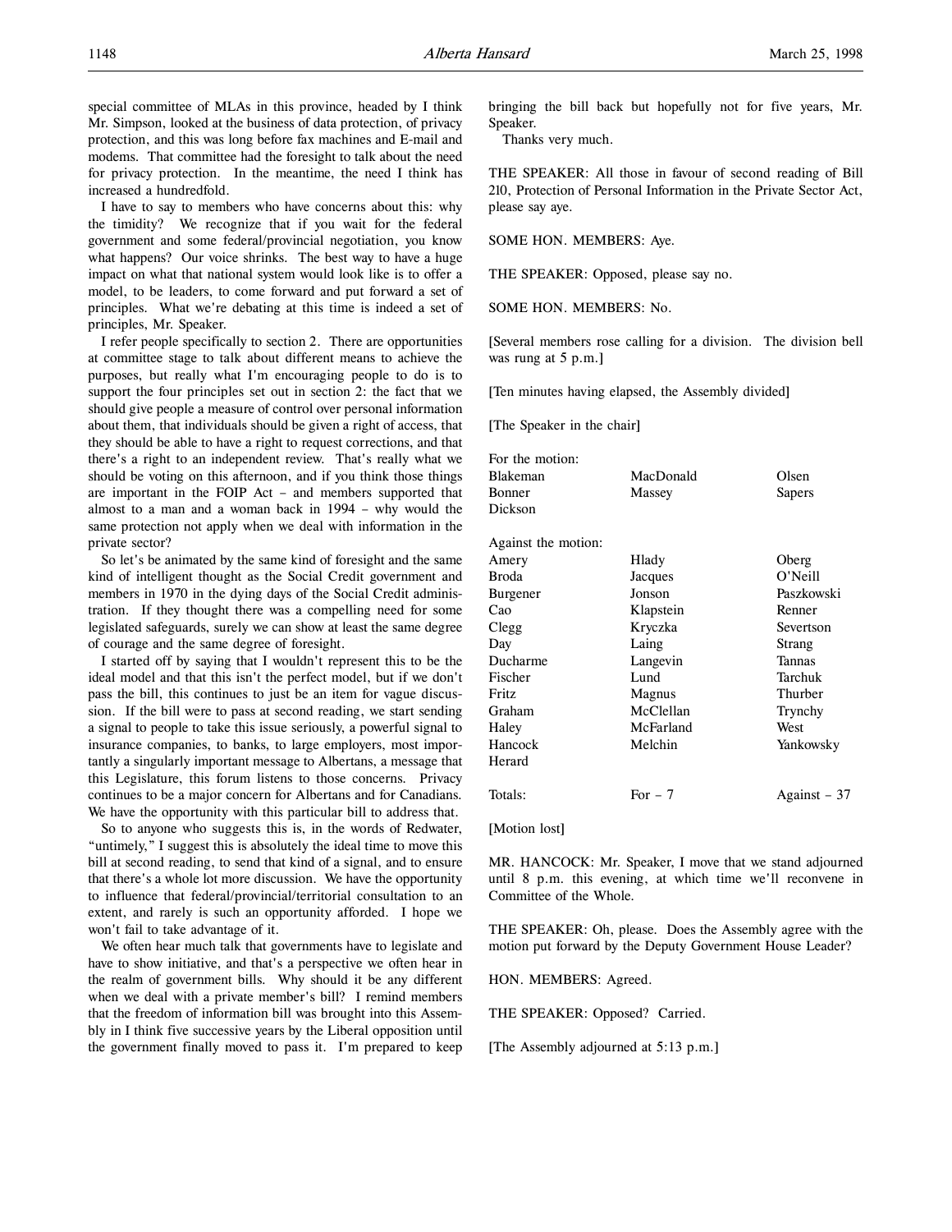special committee of MLAs in this province, headed by I think Mr. Simpson, looked at the business of data protection, of privacy protection, and this was long before fax machines and E-mail and modems. That committee had the foresight to talk about the need for privacy protection. In the meantime, the need I think has increased a hundredfold.

I have to say to members who have concerns about this: why the timidity? We recognize that if you wait for the federal government and some federal/provincial negotiation, you know what happens? Our voice shrinks. The best way to have a huge impact on what that national system would look like is to offer a model, to be leaders, to come forward and put forward a set of principles. What we're debating at this time is indeed a set of principles, Mr. Speaker.

I refer people specifically to section 2. There are opportunities at committee stage to talk about different means to achieve the purposes, but really what I'm encouraging people to do is to support the four principles set out in section 2: the fact that we should give people a measure of control over personal information about them, that individuals should be given a right of access, that they should be able to have a right to request corrections, and that there's a right to an independent review. That's really what we should be voting on this afternoon, and if you think those things are important in the FOIP Act – and members supported that almost to a man and a woman back in 1994 – why would the same protection not apply when we deal with information in the private sector?

So let's be animated by the same kind of foresight and the same kind of intelligent thought as the Social Credit government and members in 1970 in the dying days of the Social Credit administration. If they thought there was a compelling need for some legislated safeguards, surely we can show at least the same degree of courage and the same degree of foresight.

I started off by saying that I wouldn't represent this to be the ideal model and that this isn't the perfect model, but if we don't pass the bill, this continues to just be an item for vague discussion. If the bill were to pass at second reading, we start sending a signal to people to take this issue seriously, a powerful signal to insurance companies, to banks, to large employers, most importantly a singularly important message to Albertans, a message that this Legislature, this forum listens to those concerns. Privacy continues to be a major concern for Albertans and for Canadians. We have the opportunity with this particular bill to address that.

So to anyone who suggests this is, in the words of Redwater, "untimely," I suggest this is absolutely the ideal time to move this bill at second reading, to send that kind of a signal, and to ensure that there's a whole lot more discussion. We have the opportunity to influence that federal/provincial/territorial consultation to an extent, and rarely is such an opportunity afforded. I hope we won't fail to take advantage of it.

We often hear much talk that governments have to legislate and have to show initiative, and that's a perspective we often hear in the realm of government bills. Why should it be any different when we deal with a private member's bill? I remind members that the freedom of information bill was brought into this Assembly in I think five successive years by the Liberal opposition until the government finally moved to pass it. I'm prepared to keep bringing the bill back but hopefully not for five years, Mr. Speaker.

Thanks very much.

THE SPEAKER: All those in favour of second reading of Bill 210, Protection of Personal Information in the Private Sector Act, please say aye.

SOME HON. MEMBERS: Aye.

THE SPEAKER: Opposed, please say no.

SOME HON. MEMBERS: No.

[Several members rose calling for a division. The division bell was rung at 5 p.m.]

[Ten minutes having elapsed, the Assembly divided]

[The Speaker in the chair]

For the motion:

| | | |
|---|---|---|
| Blakeman | MacDonald | Olsen |
| Bonner | Massey | Sapers |
| Dickson | | |

Against the motion:

| | | |
|---|---|---|
| Amery | Hlady | Oberg |
| Broda | Jacques | O'Neill |
| Burgener | Jonson | Paszkowski |
| Cao | Klapstein | Renner |
| Clegg | Kryczka | Severtson |
| Day | Laing | Strang |
| Ducharme | Langevin | Tannas |
| Fischer | Lund | Tarchuk |
| Fritz | Magnus | Thurber |
| Graham | McClellan | Trynchy |
| Haley | McFarland | West |
| Hancock | Melchin | Yankowsky |
| Herard | | |

| | | |
|---|---|---|
| Totals: | For – 7 | Against – 37 |

[Motion lost]

MR. HANCOCK: Mr. Speaker, I move that we stand adjourned until 8 p.m. this evening, at which time we'll reconvene in Committee of the Whole.

THE SPEAKER: Oh, please. Does the Assembly agree with the motion put forward by the Deputy Government House Leader?

HON. MEMBERS: Agreed.

THE SPEAKER: Opposed? Carried.

[The Assembly adjourned at 5:13 p.m.]